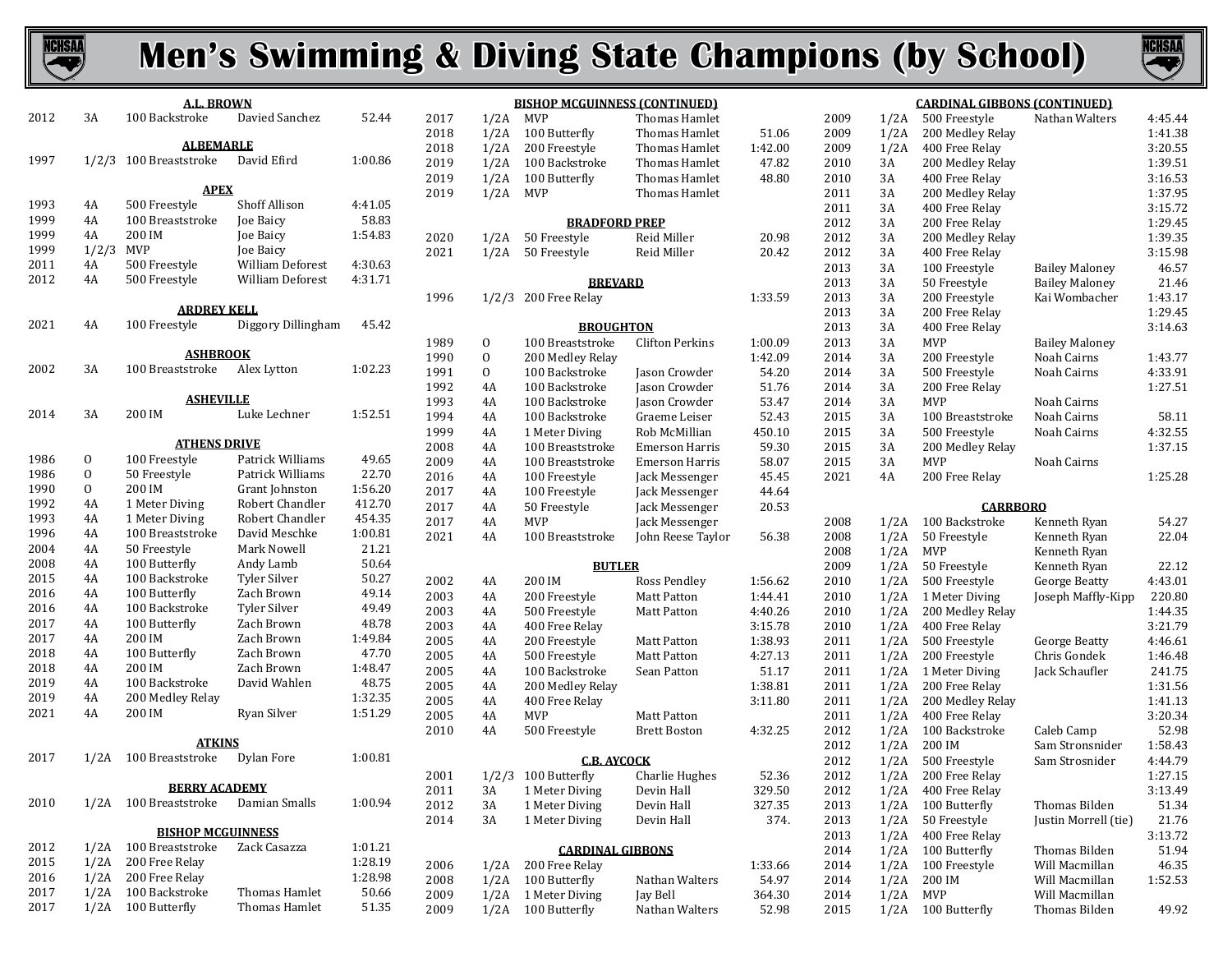# Men's Swimming & Diving State Champions (by School)

### A.L. BROWN

| Year | Class | Event | Name | Time |
|---|---|---|---|---|
| 2012 | 3A | 100 Backstroke | Davied Sanchez | 52.44 |

### ALBEMARLE

| Year | Class | Event | Name | Time |
|---|---|---|---|---|
| 1997 | 1/2/3 | 100 Breaststroke | David Efird | 1:00.86 |

### APEX

| Year | Class | Event | Name | Time |
|---|---|---|---|---|
| 1993 | 4A | 500 Freestyle | Shoff Allison | 4:41.05 |
| 1999 | 4A | 100 Breaststroke | Joe Baicy | 58.83 |
| 1999 | 4A | 200 IM | Joe Baicy | 1:54.83 |
| 1999 | 1/2/3 | MVP | Joe Baicy | |
| 2011 | 4A | 500 Freestyle | William Deforest | 4:30.63 |
| 2012 | 4A | 500 Freestyle | William Deforest | 4:31.71 |

### ARDREY KELL

| Year | Class | Event | Name | Time |
|---|---|---|---|---|
| 2021 | 4A | 100 Freestyle | Diggory Dillingham | 45.42 |

### ASHBROOK

| Year | Class | Event | Name | Time |
|---|---|---|---|---|
| 2002 | 3A | 100 Breaststroke | Alex Lytton | 1:02.23 |

### ASHEVILLE

| Year | Class | Event | Name | Time |
|---|---|---|---|---|
| 2014 | 3A | 200 IM | Luke Lechner | 1:52.51 |

### ATHENS DRIVE

| Year | Class | Event | Name | Time |
|---|---|---|---|---|
| 1986 | O | 100 Freestyle | Patrick Williams | 49.65 |
| 1986 | O | 50 Freestyle | Patrick Williams | 22.70 |
| 1990 | O | 200 IM | Grant Johnston | 1:56.20 |
| 1992 | 4A | 1 Meter Diving | Robert Chandler | 412.70 |
| 1993 | 4A | 1 Meter Diving | Robert Chandler | 454.35 |
| 1996 | 4A | 100 Breaststroke | David Meschke | 1:00.81 |
| 2004 | 4A | 50 Freestyle | Mark Nowell | 21.21 |
| 2008 | 4A | 100 Butterfly | Andy Lamb | 50.64 |
| 2015 | 4A | 100 Backstroke | Tyler Silver | 50.27 |
| 2016 | 4A | 100 Butterfly | Zach Brown | 49.14 |
| 2016 | 4A | 100 Backstroke | Tyler Silver | 49.49 |
| 2017 | 4A | 100 Butterfly | Zach Brown | 48.78 |
| 2017 | 4A | 200 IM | Zach Brown | 1:49.84 |
| 2018 | 4A | 100 Butterfly | Zach Brown | 47.70 |
| 2018 | 4A | 200 IM | Zach Brown | 1:48.47 |
| 2019 | 4A | 100 Backstroke | David Wahlen | 48.75 |
| 2019 | 4A | 200 Medley Relay | | 1:32.35 |
| 2021 | 4A | 200 IM | Ryan Silver | 1:51.29 |

### ATKINS

| Year | Class | Event | Name | Time |
|---|---|---|---|---|
| 2017 | 1/2A | 100 Breaststroke | Dylan Fore | 1:00.81 |

### BERRY ACADEMY

| Year | Class | Event | Name | Time |
|---|---|---|---|---|
| 2010 | 1/2A | 100 Breaststroke | Damian Smalls | 1:00.94 |

### BISHOP MCGUINNESS

| Year | Class | Event | Name | Time |
|---|---|---|---|---|
| 2012 | 1/2A | 100 Breaststroke | Zack Casazza | 1:01.21 |
| 2015 | 1/2A | 200 Free Relay | | 1:28.19 |
| 2016 | 1/2A | 200 Free Relay | | 1:28.98 |
| 2017 | 1/2A | 100 Backstroke | Thomas Hamlet | 50.66 |
| 2017 | 1/2A | 100 Butterfly | Thomas Hamlet | 51.35 |

### BISHOP MCGUINNESS (CONTINUED)

| Year | Class | Event | Name | Time |
|---|---|---|---|---|
| 2017 | 1/2A | MVP | Thomas Hamlet | |
| 2018 | 1/2A | 100 Butterfly | Thomas Hamlet | 51.06 |
| 2018 | 1/2A | 200 Freestyle | Thomas Hamlet | 1:42.00 |
| 2019 | 1/2A | 100 Backstroke | Thomas Hamlet | 47.82 |
| 2019 | 1/2A | 100 Butterfly | Thomas Hamlet | 48.80 |
| 2019 | 1/2A | MVP | Thomas Hamlet | |

### BRADFORD PREP

| Year | Class | Event | Name | Time |
|---|---|---|---|---|
| 2020 | 1/2A | 50 Freestyle | Reid Miller | 20.98 |
| 2021 | 1/2A | 50 Freestyle | Reid Miller | 20.42 |

### BREVARD

| Year | Class | Event | Name | Time |
|---|---|---|---|---|
| 1996 | 1/2/3 | 200 Free Relay | | 1:33.59 |

### BROUGHTON

| Year | Class | Event | Name | Time |
|---|---|---|---|---|
| 1989 | O | 100 Breaststroke | Clifton Perkins | 1:00.09 |
| 1990 | O | 200 Medley Relay | | 1:42.09 |
| 1991 | O | 100 Backstroke | Jason Crowder | 54.20 |
| 1992 | 4A | 100 Backstroke | Jason Crowder | 51.76 |
| 1993 | 4A | 100 Backstroke | Jason Crowder | 53.47 |
| 1994 | 4A | 100 Backstroke | Graeme Leiser | 52.43 |
| 1999 | 4A | 1 Meter Diving | Rob McMillian | 450.10 |
| 2008 | 4A | 100 Breaststroke | Emerson Harris | 59.30 |
| 2009 | 4A | 100 Breaststroke | Emerson Harris | 58.07 |
| 2016 | 4A | 100 Freestyle | Jack Messenger | 45.45 |
| 2017 | 4A | 100 Freestyle | Jack Messenger | 44.64 |
| 2017 | 4A | 50 Freestyle | Jack Messenger | 20.53 |
| 2017 | 4A | MVP | Jack Messenger | |
| 2021 | 4A | 100 Breaststroke | John Reese Taylor | 56.38 |

### BUTLER

| Year | Class | Event | Name | Time |
|---|---|---|---|---|
| 2002 | 4A | 200 IM | Ross Pendley | 1:56.62 |
| 2003 | 4A | 200 Freestyle | Matt Patton | 1:44.41 |
| 2003 | 4A | 500 Freestyle | Matt Patton | 4:40.26 |
| 2003 | 4A | 400 Free Relay | | 3:15.78 |
| 2005 | 4A | 200 Freestyle | Matt Patton | 1:38.93 |
| 2005 | 4A | 500 Freestyle | Matt Patton | 4:27.13 |
| 2005 | 4A | 100 Backstroke | Sean Patton | 51.17 |
| 2005 | 4A | 200 Medley Relay | | 1:38.81 |
| 2005 | 4A | 400 Free Relay | | 3:11.80 |
| 2005 | 4A | MVP | Matt Patton | |
| 2010 | 4A | 500 Freestyle | Brett Boston | 4:32.25 |

### C.B. AYCOCK

| Year | Class | Event | Name | Time |
|---|---|---|---|---|
| 2001 | 1/2/3 | 100 Butterfly | Charlie Hughes | 52.36 |
| 2011 | 3A | 1 Meter Diving | Devin Hall | 329.50 |
| 2012 | 3A | 1 Meter Diving | Devin Hall | 327.35 |
| 2014 | 3A | 1 Meter Diving | Devin Hall | 374. |

### CARDINAL GIBBONS

| Year | Class | Event | Name | Time |
|---|---|---|---|---|
| 2006 | 1/2A | 200 Free Relay | | 1:33.66 |
| 2008 | 1/2A | 100 Butterfly | Nathan Walters | 54.97 |
| 2009 | 1/2A | 1 Meter Diving | Jay Bell | 364.30 |
| 2009 | 1/2A | 100 Butterfly | Nathan Walters | 52.98 |

### CARDINAL GIBBONS (CONTINUED)

| Year | Class | Event | Name | Time |
|---|---|---|---|---|
| 2009 | 1/2A | 500 Freestyle | Nathan Walters | 4:45.44 |
| 2009 | 1/2A | 200 Medley Relay | | 1:41.38 |
| 2009 | 1/2A | 400 Free Relay | | 3:20.55 |
| 2010 | 3A | 200 Medley Relay | | 1:39.51 |
| 2010 | 3A | 400 Free Relay | | 3:16.53 |
| 2011 | 3A | 200 Medley Relay | | 1:37.95 |
| 2011 | 3A | 400 Free Relay | | 3:15.72 |
| 2012 | 3A | 200 Free Relay | | 1:29.45 |
| 2012 | 3A | 200 Medley Relay | | 1:39.35 |
| 2012 | 3A | 400 Free Relay | | 3:15.98 |
| 2013 | 3A | 100 Freestyle | Bailey Maloney | 46.57 |
| 2013 | 3A | 50 Freestyle | Bailey Maloney | 21.46 |
| 2013 | 3A | 200 Freestyle | Kai Wombacher | 1:43.17 |
| 2013 | 3A | 200 Free Relay | | 1:29.45 |
| 2013 | 3A | 400 Free Relay | | 3:14.63 |
| 2013 | 3A | MVP | Bailey Maloney | |
| 2014 | 3A | 200 Freestyle | Noah Cairns | 1:43.77 |
| 2014 | 3A | 500 Freestyle | Noah Cairns | 4:33.91 |
| 2014 | 3A | 200 Free Relay | | 1:27.51 |
| 2014 | 3A | MVP | Noah Cairns | |
| 2015 | 3A | 100 Breaststroke | Noah Cairns | 58.11 |
| 2015 | 3A | 500 Freestyle | Noah Cairns | 4:32.55 |
| 2015 | 3A | 200 Medley Relay | | 1:37.15 |
| 2015 | 3A | MVP | Noah Cairns | |
| 2021 | 4A | 200 Free Relay | | 1:25.28 |

### CARRBORO

| Year | Class | Event | Name | Time |
|---|---|---|---|---|
| 2008 | 1/2A | 100 Backstroke | Kenneth Ryan | 54.27 |
| 2008 | 1/2A | 50 Freestyle | Kenneth Ryan | 22.04 |
| 2008 | 1/2A | MVP | Kenneth Ryan | |
| 2009 | 1/2A | 50 Freestyle | Kenneth Ryan | 22.12 |
| 2010 | 1/2A | 500 Freestyle | George Beatty | 4:43.01 |
| 2010 | 1/2A | 1 Meter Diving | Joseph Maffly-Kipp | 220.80 |
| 2010 | 1/2A | 200 Medley Relay | | 1:44.35 |
| 2010 | 1/2A | 400 Free Relay | | 3:21.79 |
| 2011 | 1/2A | 500 Freestyle | George Beatty | 4:46.61 |
| 2011 | 1/2A | 200 Freestyle | Chris Gondek | 1:46.48 |
| 2011 | 1/2A | 1 Meter Diving | Jack Schaufler | 241.75 |
| 2011 | 1/2A | 200 Free Relay | | 1:31.56 |
| 2011 | 1/2A | 200 Medley Relay | | 1:41.13 |
| 2011 | 1/2A | 400 Free Relay | | 3:20.34 |
| 2012 | 1/2A | 100 Backstroke | Caleb Camp | 52.98 |
| 2012 | 1/2A | 200 IM | Sam Stronsnider | 1:58.43 |
| 2012 | 1/2A | 500 Freestyle | Sam Strosnider | 4:44.79 |
| 2012 | 1/2A | 200 Free Relay | | 1:27.15 |
| 2012 | 1/2A | 400 Free Relay | | 3:13.49 |
| 2013 | 1/2A | 100 Butterfly | Thomas Bilden | 51.34 |
| 2013 | 1/2A | 50 Freestyle | Justin Morrell (tie) | 21.76 |
| 2013 | 1/2A | 400 Free Relay | | 3:13.72 |
| 2014 | 1/2A | 100 Butterfly | Thomas Bilden | 51.94 |
| 2014 | 1/2A | 100 Freestyle | Will Macmillan | 46.35 |
| 2014 | 1/2A | 200 IM | Will Macmillan | 1:52.53 |
| 2014 | 1/2A | MVP | Will Macmillan | |
| 2015 | 1/2A | 100 Butterfly | Thomas Bilden | 49.92 |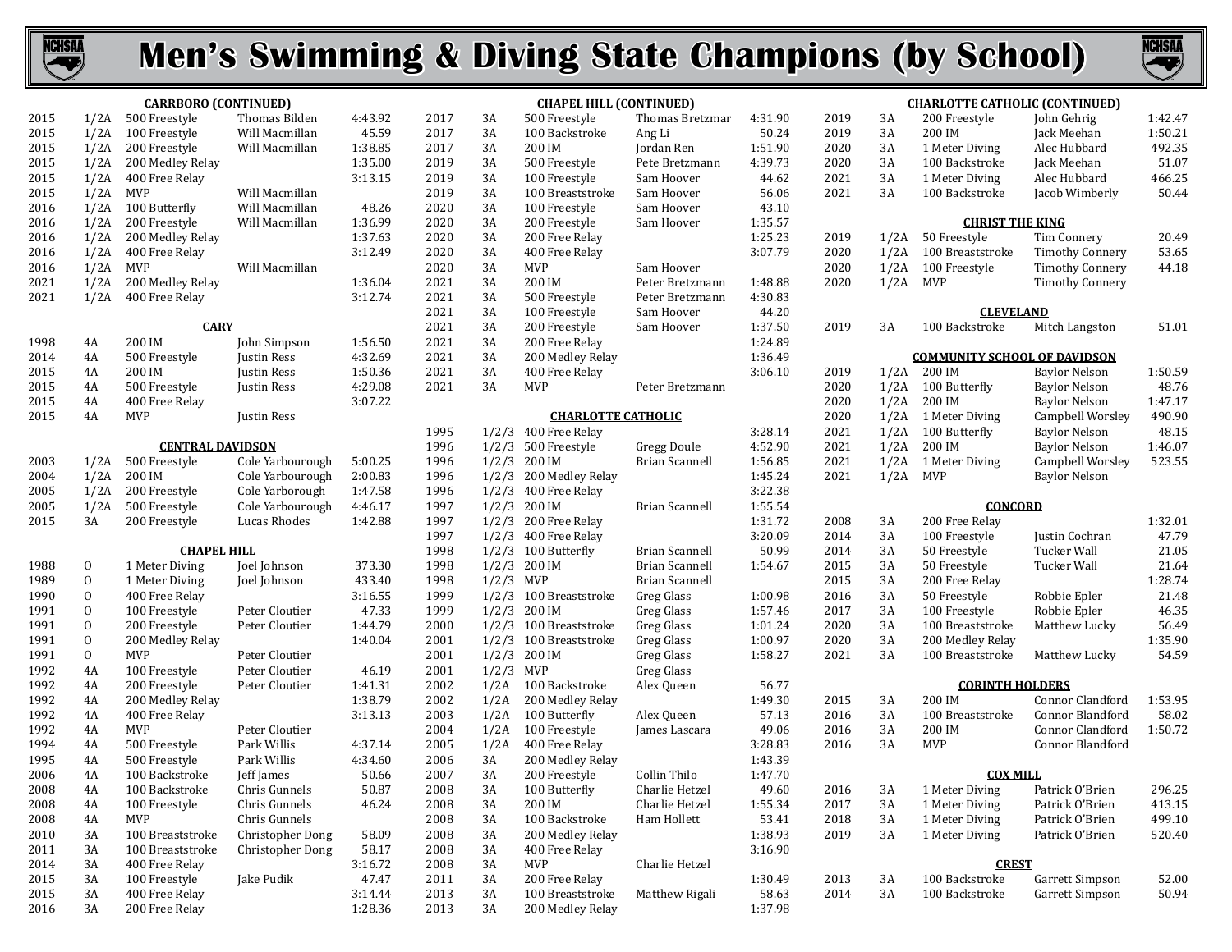# Men's Swimming & Diving State Champions (by School)

### CARRBORO (CONTINUED)

| Year | Class | Event | Name | Time |
|---|---|---|---|---|
| 2015 | 1/2A | 500 Freestyle | Thomas Bilden | 4:43.92 |
| 2015 | 1/2A | 100 Freestyle | Will Macmillan | 45.59 |
| 2015 | 1/2A | 200 Freestyle | Will Macmillan | 1:38.85 |
| 2015 | 1/2A | 200 Medley Relay | | 1:35.00 |
| 2015 | 1/2A | 400 Free Relay | | 3:13.15 |
| 2015 | 1/2A | MVP | Will Macmillan | |
| 2016 | 1/2A | 100 Butterfly | Will Macmillan | 48.26 |
| 2016 | 1/2A | 200 Freestyle | Will Macmillan | 1:36.99 |
| 2016 | 1/2A | 200 Medley Relay | | 1:37.63 |
| 2016 | 1/2A | 400 Free Relay | | 3:12.49 |
| 2016 | 1/2A | MVP | Will Macmillan | |
| 2021 | 1/2A | 200 Medley Relay | | 1:36.04 |
| 2021 | 1/2A | 400 Free Relay | | 3:12.74 |

### CARY

| Year | Class | Event | Name | Time |
|---|---|---|---|---|
| 1998 | 4A | 200 IM | John Simpson | 1:56.50 |
| 2014 | 4A | 500 Freestyle | Justin Ress | 4:32.69 |
| 2015 | 4A | 200 IM | Justin Ress | 1:50.36 |
| 2015 | 4A | 500 Freestyle | Justin Ress | 4:29.08 |
| 2015 | 4A | 400 Free Relay | | 3:07.22 |
| 2015 | 4A | MVP | Justin Ress | |

### CENTRAL DAVIDSON

| Year | Class | Event | Name | Time |
|---|---|---|---|---|
| 2003 | 1/2A | 500 Freestyle | Cole Yarbourough | 5:00.25 |
| 2004 | 1/2A | 200 IM | Cole Yarbourough | 2:00.83 |
| 2005 | 1/2A | 200 Freestyle | Cole Yarborough | 1:47.58 |
| 2005 | 1/2A | 500 Freestyle | Cole Yarbourough | 4:46.17 |
| 2015 | 3A | 200 Freestyle | Lucas Rhodes | 1:42.88 |

### CHAPEL HILL

| Year | Class | Event | Name | Time |
|---|---|---|---|---|
| 1988 | O | 1 Meter Diving | Joel Johnson | 373.30 |
| 1989 | O | 1 Meter Diving | Joel Johnson | 433.40 |
| 1990 | O | 400 Free Relay | | 3:16.55 |
| 1991 | O | 100 Freestyle | Peter Cloutier | 47.33 |
| 1991 | O | 200 Freestyle | Peter Cloutier | 1:44.79 |
| 1991 | O | 200 Medley Relay | | 1:40.04 |
| 1991 | O | MVP | Peter Cloutier | |
| 1992 | 4A | 100 Freestyle | Peter Cloutier | 46.19 |
| 1992 | 4A | 200 Freestyle | Peter Cloutier | 1:41.31 |
| 1992 | 4A | 200 Medley Relay | | 1:38.79 |
| 1992 | 4A | 400 Free Relay | | 3:13.13 |
| 1992 | 4A | MVP | Peter Cloutier | |
| 1994 | 4A | 500 Freestyle | Park Willis | 4:37.14 |
| 1995 | 4A | 500 Freestyle | Park Willis | 4:34.60 |
| 2006 | 4A | 100 Backstroke | Jeff James | 50.66 |
| 2008 | 4A | 100 Backstroke | Chris Gunnels | 50.87 |
| 2008 | 4A | 100 Freestyle | Chris Gunnels | 46.24 |
| 2008 | 4A | MVP | Chris Gunnels | |
| 2010 | 3A | 100 Breaststroke | Christopher Dong | 58.09 |
| 2011 | 3A | 100 Breaststroke | Christopher Dong | 58.17 |
| 2014 | 3A | 400 Free Relay | | 3:16.72 |
| 2015 | 3A | 100 Freestyle | Jake Pudik | 47.47 |
| 2015 | 3A | 400 Free Relay | | 3:14.44 |
| 2016 | 3A | 200 Free Relay | | 1:28.36 |

### CHAPEL HILL (CONTINUED)

| Year | Class | Event | Name | Time |
|---|---|---|---|---|
| 2017 | 3A | 500 Freestyle | Thomas Bretzmar | 4:31.90 |
| 2017 | 3A | 100 Backstroke | Ang Li | 50.24 |
| 2017 | 3A | 200 IM | Jordan Ren | 1:51.90 |
| 2019 | 3A | 500 Freestyle | Pete Bretzmann | 4:39.73 |
| 2019 | 3A | 100 Freestyle | Sam Hoover | 44.62 |
| 2019 | 3A | 100 Breaststroke | Sam Hoover | 56.06 |
| 2020 | 3A | 100 Freestyle | Sam Hoover | 43.10 |
| 2020 | 3A | 200 Freestyle | Sam Hoover | 1:35.57 |
| 2020 | 3A | 200 Free Relay | | 1:25.23 |
| 2020 | 3A | 400 Free Relay | | 3:07.79 |
| 2020 | 3A | MVP | Sam Hoover | |
| 2021 | 3A | 200 IM | Peter Bretzmann | 1:48.88 |
| 2021 | 3A | 500 Freestyle | Peter Bretzmann | 4:30.83 |
| 2021 | 3A | 100 Freestyle | Sam Hoover | 44.20 |
| 2021 | 3A | 200 Freestyle | Sam Hoover | 1:37.50 |
| 2021 | 3A | 200 Free Relay | | 1:24.89 |
| 2021 | 3A | 200 Medley Relay | | 1:36.49 |
| 2021 | 3A | 400 Free Relay | | 3:06.10 |
| 2021 | 3A | MVP | Peter Bretzmann | |

### CHARLOTTE CATHOLIC

| Year | Class | Event | Name | Time |
|---|---|---|---|---|
| 1995 | 1/2/3 | 400 Free Relay | | 3:28.14 |
| 1996 | 1/2/3 | 500 Freestyle | Gregg Doule | 4:52.90 |
| 1996 | 1/2/3 | 200 IM | Brian Scannell | 1:56.85 |
| 1996 | 1/2/3 | 200 Medley Relay | | 1:45.24 |
| 1996 | 1/2/3 | 400 Free Relay | | 3:22.38 |
| 1997 | 1/2/3 | 200 IM | Brian Scannell | 1:55.54 |
| 1997 | 1/2/3 | 200 Free Relay | | 1:31.72 |
| 1997 | 1/2/3 | 400 Free Relay | | 3:20.09 |
| 1998 | 1/2/3 | 100 Butterfly | Brian Scannell | 50.99 |
| 1998 | 1/2/3 | 200 IM | Brian Scannell | 1:54.67 |
| 1998 | 1/2/3 | MVP | Brian Scannell | |
| 1999 | 1/2/3 | 100 Breaststroke | Greg Glass | 1:00.98 |
| 1999 | 1/2/3 | 200 IM | Greg Glass | 1:57.46 |
| 2000 | 1/2/3 | 100 Breaststroke | Greg Glass | 1:01.24 |
| 2001 | 1/2/3 | 100 Breaststroke | Greg Glass | 1:00.97 |
| 2001 | 1/2/3 | 200 IM | Greg Glass | 1:58.27 |
| 2001 | 1/2/3 | MVP | Greg Glass | |
| 2002 | 1/2A | 100 Backstroke | Alex Queen | 56.77 |
| 2002 | 1/2A | 200 Medley Relay | | 1:49.30 |
| 2003 | 1/2A | 100 Butterfly | Alex Queen | 57.13 |
| 2004 | 1/2A | 100 Freestyle | James Lascara | 49.06 |
| 2005 | 1/2A | 400 Free Relay | | 3:28.83 |
| 2006 | 3A | 200 Medley Relay | | 1:43.39 |
| 2007 | 3A | 200 Freestyle | Collin Thilo | 1:47.70 |
| 2008 | 3A | 100 Butterfly | Charlie Hetzel | 49.60 |
| 2008 | 3A | 200 IM | Charlie Hetzel | 1:55.34 |
| 2008 | 3A | 100 Backstroke | Ham Hollett | 53.41 |
| 2008 | 3A | 200 Medley Relay | | 1:38.93 |
| 2008 | 3A | 400 Free Relay | | 3:16.90 |
| 2008 | 3A | MVP | Charlie Hetzel | |
| 2011 | 3A | 200 Free Relay | | 1:30.49 |
| 2013 | 3A | 100 Breaststroke | Matthew Rigali | 58.63 |
| 2013 | 3A | 200 Medley Relay | | 1:37.98 |

### CHARLOTTE CATHOLIC (CONTINUED)

| Year | Class | Event | Name | Time |
|---|---|---|---|---|
| 2019 | 3A | 200 Freestyle | John Gehrig | 1:42.47 |
| 2019 | 3A | 200 IM | Jack Meehan | 1:50.21 |
| 2020 | 3A | 1 Meter Diving | Alec Hubbard | 492.35 |
| 2020 | 3A | 100 Backstroke | Jack Meehan | 51.07 |
| 2021 | 3A | 1 Meter Diving | Alec Hubbard | 466.25 |
| 2021 | 3A | 100 Backstroke | Jacob Wimberly | 50.44 |

### CHRIST THE KING

| Year | Class | Event | Name | Time |
|---|---|---|---|---|
| 2019 | 1/2A | 50 Freestyle | Tim Connery | 20.49 |
| 2020 | 1/2A | 100 Breaststroke | Timothy Connery | 53.65 |
| 2020 | 1/2A | 100 Freestyle | Timothy Connery | 44.18 |
| 2020 | 1/2A | MVP | Timothy Connery | |

### CLEVELAND

| Year | Class | Event | Name | Time |
|---|---|---|---|---|
| 2019 | 3A | 100 Backstroke | Mitch Langston | 51.01 |

### COMMUNITY SCHOOL OF DAVIDSON

| Year | Class | Event | Name | Time |
|---|---|---|---|---|
| 2019 | 1/2A | 200 IM | Baylor Nelson | 1:50.59 |
| 2020 | 1/2A | 100 Butterfly | Baylor Nelson | 48.76 |
| 2020 | 1/2A | 200 IM | Baylor Nelson | 1:47.17 |
| 2020 | 1/2A | 1 Meter Diving | Campbell Worsley | 490.90 |
| 2021 | 1/2A | 100 Butterfly | Baylor Nelson | 48.15 |
| 2021 | 1/2A | 200 IM | Baylor Nelson | 1:46.07 |
| 2021 | 1/2A | 1 Meter Diving | Campbell Worsley | 523.55 |
| 2021 | 1/2A | MVP | Baylor Nelson | |

### CONCORD

| Year | Class | Event | Name | Time |
|---|---|---|---|---|
| 2008 | 3A | 200 Free Relay | | 1:32.01 |
| 2014 | 3A | 100 Freestyle | Justin Cochran | 47.79 |
| 2014 | 3A | 50 Freestyle | Tucker Wall | 21.05 |
| 2015 | 3A | 50 Freestyle | Tucker Wall | 21.64 |
| 2015 | 3A | 200 Free Relay | | 1:28.74 |
| 2016 | 3A | 50 Freestyle | Robbie Epler | 21.48 |
| 2017 | 3A | 100 Freestyle | Robbie Epler | 46.35 |
| 2020 | 3A | 100 Breaststroke | Matthew Lucky | 56.49 |
| 2020 | 3A | 200 Medley Relay | | 1:35.90 |
| 2021 | 3A | 100 Breaststroke | Matthew Lucky | 54.59 |

### CORINTH HOLDERS

| Year | Class | Event | Name | Time |
|---|---|---|---|---|
| 2015 | 3A | 200 IM | Connor Clandford | 1:53.95 |
| 2016 | 3A | 100 Breaststroke | Connor Blandford | 58.02 |
| 2016 | 3A | 200 IM | Connor Clandford | 1:50.72 |
| 2016 | 3A | MVP | Connor Blandford | |

### COX MILL

| Year | Class | Event | Name | Time |
|---|---|---|---|---|
| 2016 | 3A | 1 Meter Diving | Patrick O'Brien | 296.25 |
| 2017 | 3A | 1 Meter Diving | Patrick O'Brien | 413.15 |
| 2018 | 3A | 1 Meter Diving | Patrick O'Brien | 499.10 |
| 2019 | 3A | 1 Meter Diving | Patrick O'Brien | 520.40 |

### CREST

| Year | Class | Event | Name | Time |
|---|---|---|---|---|
| 2013 | 3A | 100 Backstroke | Garrett Simpson | 52.00 |
| 2014 | 3A | 100 Backstroke | Garrett Simpson | 50.94 |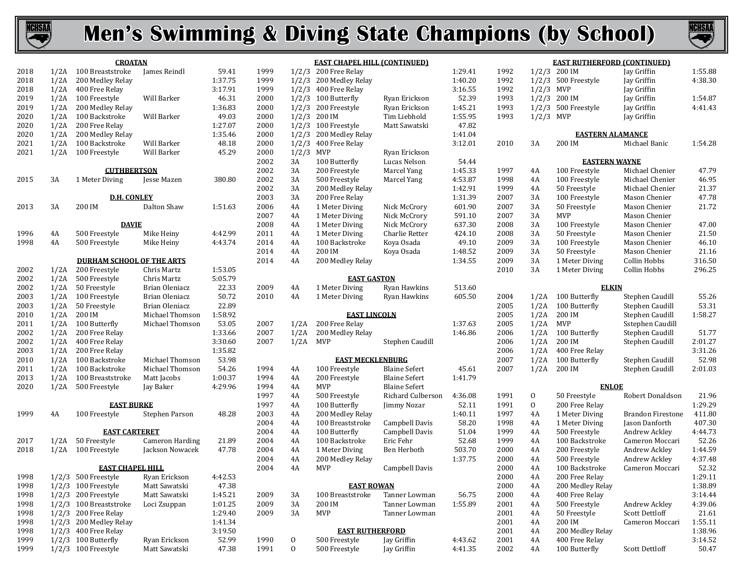# Men's Swimming & Diving State Champions (by School)

### CROATAN

| Year | Class | Event | Name | Time/Score |
|---|---|---|---|---|
| 2018 | 1/2A | 100 Breaststroke | James Reindl | 59.41 |
| 2018 | 1/2A | 200 Medley Relay | | 1:37.75 |
| 2018 | 1/2A | 400 Free Relay | | 3:17.91 |
| 2019 | 1/2A | 100 Freestyle | Will Barker | 46.31 |
| 2019 | 1/2A | 200 Medley Relay | | 1:36.83 |
| 2020 | 1/2A | 100 Backstroke | Will Barker | 49.03 |
| 2020 | 1/2A | 200 Free Relay | | 1:27.07 |
| 2020 | 1/2A | 200 Medley Relay | | 1:35.46 |
| 2021 | 1/2A | 100 Backstroke | Will Barker | 48.18 |
| 2021 | 1/2A | 100 Freestyle | Will Barker | 45.29 |

### CUTHBERTSON

| Year | Class | Event | Name | Time/Score |
|---|---|---|---|---|
| 2015 | 3A | 1 Meter Diving | Jesse Mazen | 380.80 |

### D.H. CONLEY

| Year | Class | Event | Name | Time/Score |
|---|---|---|---|---|
| 2013 | 3A | 200 IM | Dalton Shaw | 1:51.63 |

### DAVIE

| Year | Class | Event | Name | Time/Score |
|---|---|---|---|---|
| 1996 | 4A | 500 Freestyle | Mike Heiny | 4:42.99 |
| 1998 | 4A | 500 Freestyle | Mike Heiny | 4:43.74 |

### DURHAM SCHOOL OF THE ARTS

| Year | Class | Event | Name | Time/Score |
|---|---|---|---|---|
| 2002 | 1/2A | 200 Freestyle | Chris Martz | 1:53.05 |
| 2002 | 1/2A | 500 Freestyle | Chris Martz | 5:05.79 |
| 2002 | 1/2A | 50 Freestyle | Brian Oleniacz | 22.33 |
| 2003 | 1/2A | 100 Freestyle | Brian Oleniacz | 50.72 |
| 2003 | 1/2A | 50 Freestyle | Brian Oleniacz | 22.89 |
| 2010 | 1/2A | 200 IM | Michael Thomson | 1:58.92 |
| 2011 | 1/2A | 100 Butterfly | Michael Thomson | 53.05 |
| 2002 | 1/2A | 200 Free Relay | | 1:33.66 |
| 2002 | 1/2A | 400 Free Relay | | 3:30.60 |
| 2003 | 1/2A | 200 Free Relay | | 1:35.82 |
| 2010 | 1/2A | 100 Backstroke | Michael Thomson | 53.98 |
| 2011 | 1/2A | 100 Backstroke | Michael Thomson | 54.26 |
| 2013 | 1/2A | 100 Breaststroke | Matt Jacobs | 1:00.37 |
| 2020 | 1/2A | 500 Freestyle | Jay Baker | 4:29.96 |

### EAST BURKE

| Year | Class | Event | Name | Time/Score |
|---|---|---|---|---|
| 1999 | 4A | 100 Freestyle | Stephen Parson | 48.28 |

### EAST CARTERET

| Year | Class | Event | Name | Time/Score |
|---|---|---|---|---|
| 2017 | 1/2A | 50 Freestyle | Cameron Harding | 21.89 |
| 2018 | 1/2A | 100 Freestyle | Jackson Nowacek | 47.78 |

### EAST CHAPEL HILL

| Year | Class | Event | Name | Time/Score |
|---|---|---|---|---|
| 1998 | 1/2/3 | 500 Freestyle | Ryan Erickson | 4:42.53 |
| 1998 | 1/2/3 | 100 Freestyle | Matt Sawatski | 47.38 |
| 1998 | 1/2/3 | 200 Freestyle | Matt Sawatski | 1:45.21 |
| 1998 | 1/2/3 | 100 Breaststroke | Loci Zsuppan | 1:01.25 |
| 1998 | 1/2/3 | 200 Free Relay | | 1:29.40 |
| 1998 | 1/2/3 | 200 Medley Relay | | 1:41.34 |
| 1998 | 1/2/3 | 400 Free Relay | | 3:19.50 |
| 1999 | 1/2/3 | 100 Butterfly | Ryan Erickson | 52.99 |
| 1999 | 1/2/3 | 100 Freestyle | Matt Sawatski | 47.38 |

### EAST CHAPEL HILL (CONTINUED)

| Year | Class | Event | Name | Time/Score |
|---|---|---|---|---|
| 1999 | 1/2/3 | 200 Free Relay | | 1:29.41 |
| 1999 | 1/2/3 | 200 Medley Relay | | 1:40.20 |
| 1999 | 1/2/3 | 400 Free Relay | | 3:16.55 |
| 2000 | 1/2/3 | 100 Butterfly | Ryan Erickson | 52.39 |
| 2000 | 1/2/3 | 200 Freestyle | Ryan Erickson | 1:45.21 |
| 2000 | 1/2/3 | 200 IM | Tim Liebhold | 1:55.95 |
| 2000 | 1/2/3 | 100 Freestyle | Matt Sawatski | 47.82 |
| 2000 | 1/2/3 | 200 Medley Relay | | 1:41.04 |
| 2000 | 1/2/3 | 400 Free Relay | | 3:12.01 |
| 2000 | 1/2/3 | MVP | Ryan Erickson | |
| 2002 | 3A | 100 Butterfly | Lucas Nelson | 54.44 |
| 2002 | 3A | 200 Freestyle | Marcel Yang | 1:45.33 |
| 2002 | 3A | 500 Freestyle | Marcel Yang | 4:53.87 |
| 2002 | 3A | 200 Medley Relay | | 1:42.91 |
| 2003 | 3A | 200 Free Relay | | 1:31.39 |
| 2006 | 4A | 1 Meter Diving | Nick McCrory | 601.90 |
| 2007 | 4A | 1 Meter Diving | Nick McCrory | 591.10 |
| 2008 | 4A | 1 Meter Diving | Nick McCrory | 637.30 |
| 2011 | 4A | 1 Meter Diving | Charlie Retter | 424.10 |
| 2014 | 4A | 100 Backstroke | Koya Osada | 49.10 |
| 2014 | 4A | 200 IM | Koya Osada | 1:48.52 |
| 2014 | 4A | 200 Medley Relay | | 1:34.55 |

### EAST GASTON

| Year | Class | Event | Name | Time/Score |
|---|---|---|---|---|
| 2009 | 4A | 1 Meter Diving | Ryan Hawkins | 513.60 |
| 2010 | 4A | 1 Meter Diving | Ryan Hawkins | 605.50 |

### EAST LINCOLN

| Year | Class | Event | Name | Time/Score |
|---|---|---|---|---|
| 2007 | 1/2A | 200 Free Relay | | 1:37.63 |
| 2007 | 1/2A | 200 Medley Relay | | 1:46.86 |
| 2007 | 1/2A | MVP | Stephen Caudill | |

### EAST MECKLENBURG

| Year | Class | Event | Name | Time/Score |
|---|---|---|---|---|
| 1994 | 4A | 100 Freestyle | Blaine Sefert | 45.61 |
| 1994 | 4A | 200 Freestyle | Blaine Sefert | 1:41.79 |
| 1994 | 4A | MVP | Blaine Sefert | |
| 1997 | 4A | 500 Freestyle | Richard Culberson | 4:36.08 |
| 1997 | 4A | 100 Butterfly | Jimmy Nozar | 52.11 |
| 2003 | 4A | 200 Medley Relay | | 1:40.11 |
| 2004 | 4A | 100 Breaststroke | Campbell Davis | 58.20 |
| 2004 | 4A | 100 Butterfly | Campbell Davis | 51.04 |
| 2004 | 4A | 100 Backstroke | Eric Fehr | 52.68 |
| 2004 | 4A | 1 Meter Diving | Ben Herboth | 503.70 |
| 2004 | 4A | 200 Medley Relay | | 1:37.75 |
| 2004 | 4A | MVP | Campbell Davis | |

### EAST ROWAN

| Year | Class | Event | Name | Time/Score |
|---|---|---|---|---|
| 2009 | 3A | 100 Breaststroke | Tanner Lowman | 56.75 |
| 2009 | 3A | 200 IM | Tanner Lowman | 1:55.89 |
| 2009 | 3A | MVP | Tanner Lowman | |

### EAST RUTHERFORD

| Year | Class | Event | Name | Time/Score |
|---|---|---|---|---|
| 1990 | O | 500 Freestyle | Jay Griffin | 4:43.62 |
| 1991 | O | 500 Freestyle | Jay Griffin | 4:41.35 |

### EAST RUTHERFORD (CONTINUED)

| Year | Class | Event | Name | Time/Score |
|---|---|---|---|---|
| 1992 | 1/2/3 | 200 IM | Jay Griffin | 1:55.88 |
| 1992 | 1/2/3 | 500 Freestyle | Jay Griffin | 4:38.30 |
| 1992 | 1/2/3 | MVP | Jay Griffin | |
| 1993 | 1/2/3 | 200 IM | Jay Griffin | 1:54.87 |
| 1993 | 1/2/3 | 500 Freestyle | Jay Griffin | 4:41.43 |
| 1993 | 1/2/3 | MVP | Jay Griffin | |

### EASTERN ALAMANCE

| Year | Class | Event | Name | Time/Score |
|---|---|---|---|---|
| 2010 | 3A | 200 IM | Michael Banic | 1:54.28 |

### EASTERN WAYNE

| Year | Class | Event | Name | Time/Score |
|---|---|---|---|---|
| 1997 | 4A | 100 Freestyle | Michael Chenier | 47.79 |
| 1998 | 4A | 100 Freestyle | Michael Chenier | 46.95 |
| 1999 | 4A | 50 Freestyle | Michael Chenier | 21.37 |
| 2007 | 3A | 100 Freestyle | Mason Chenier | 47.78 |
| 2007 | 3A | 50 Freestyle | Mason Chenier | 21.72 |
| 2007 | 3A | MVP | Mason Chenier | |
| 2008 | 3A | 100 Freestyle | Mason Chenier | 47.00 |
| 2008 | 3A | 50 Freestyle | Mason Chenier | 21.50 |
| 2009 | 3A | 100 Freestyle | Mason Chenier | 46.10 |
| 2009 | 3A | 50 Freestyle | Mason Chenier | 21.16 |
| 2009 | 3A | 1 Meter Diving | Collin Hobbs | 316.50 |
| 2010 | 3A | 1 Meter Diving | Collin Hobbs | 296.25 |

### ELKIN

| Year | Class | Event | Name | Time/Score |
|---|---|---|---|---|
| 2004 | 1/2A | 100 Butterfly | Stephen Caudill | 55.26 |
| 2005 | 1/2A | 100 Butterfly | Stephen Caudill | 53.31 |
| 2005 | 1/2A | 200 IM | Stephen Caudill | 1:58.27 |
| 2005 | 1/2A | MVP | Sstephen Caudill | |
| 2006 | 1/2A | 100 Butterfly | Stephen Caudill | 51.77 |
| 2006 | 1/2A | 200 IM | Stephen Caudill | 2:01.27 |
| 2006 | 1/2A | 400 Free Relay | | 3:31.26 |
| 2007 | 1/2A | 100 Butterfly | Stephen Caudill | 52.98 |
| 2007 | 1/2A | 200 IM | Stephen Caudill | 2:01.03 |

### ENLOE

| Year | Class | Event | Name | Time/Score |
|---|---|---|---|---|
| 1991 | O | 50 Freestyle | Robert Donaldson | 21.96 |
| 1991 | O | 200 Free Relay | | 1:29.29 |
| 1997 | 4A | 1 Meter Diving | Brandon Firestone | 411.80 |
| 1998 | 4A | 1 Meter Diving | Jason Danforth | 407.30 |
| 1999 | 4A | 500 Freestyle | Andrew Ackley | 4:44.73 |
| 1999 | 4A | 100 Backstroke | Cameron Moccari | 52.26 |
| 2000 | 4A | 200 Freestyle | Andrew Ackley | 1:44.59 |
| 2000 | 4A | 500 Freestyle | Andrew Ackley | 4:37.48 |
| 2000 | 4A | 100 Backstroke | Cameron Moccari | 52.32 |
| 2000 | 4A | 200 Free Relay | | 1:29.11 |
| 2000 | 4A | 200 Medley Relay | | 1:38.89 |
| 2000 | 4A | 400 Free Relay | | 3:14.44 |
| 2001 | 4A | 500 Freestyle | Andrew Ackley | 4:39.06 |
| 2001 | 4A | 50 Freestyle | Scott Dettloff | 21.61 |
| 2001 | 4A | 200 IM | Cameron Moccari | 1:55.11 |
| 2001 | 4A | 200 Medley Relay | | 1:38.96 |
| 2001 | 4A | 400 Free Relay | | 3:14.52 |
| 2002 | 4A | 100 Butterfly | Scott Dettloff | 50.47 |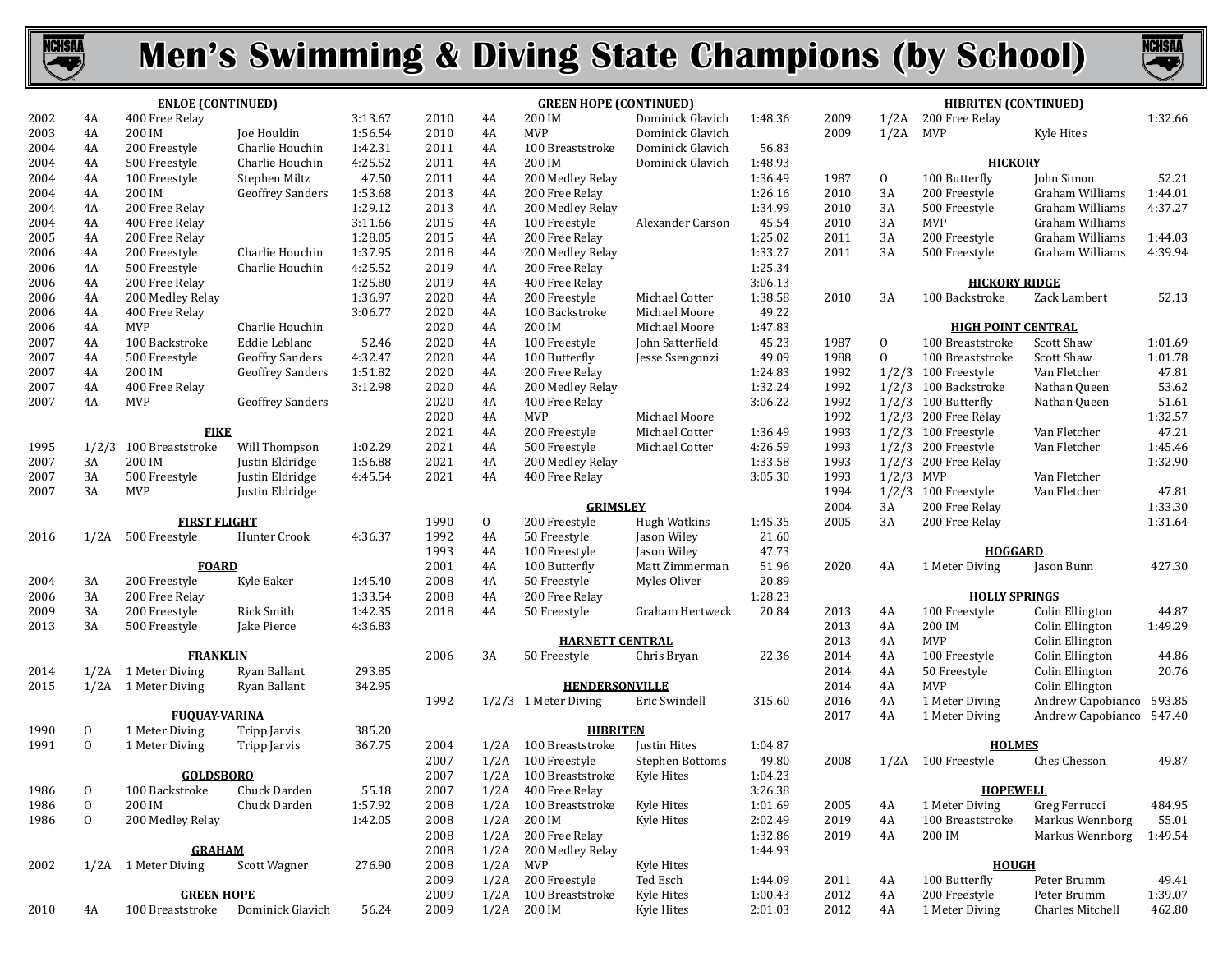# Men's Swimming & Diving State Champions (by School)

### ENLOE (CONTINUED)

| Year | Class | Event | Name | Time/Score |
|---|---|---|---|---|
| 2002 | 4A | 400 Free Relay | | 3:13.67 |
| 2003 | 4A | 200 IM | Joe Houldin | 1:56.54 |
| 2004 | 4A | 200 Freestyle | Charlie Houchin | 1:42.31 |
| 2004 | 4A | 500 Freestyle | Charlie Houchin | 4:25.52 |
| 2004 | 4A | 100 Freestyle | Stephen Miltz | 47.50 |
| 2004 | 4A | 200 IM | Geoffrey Sanders | 1:53.68 |
| 2004 | 4A | 200 Free Relay | | 1:29.12 |
| 2004 | 4A | 400 Free Relay | | 3:11.66 |
| 2005 | 4A | 200 Free Relay | | 1:28.05 |
| 2006 | 4A | 200 Freestyle | Charlie Houchin | 1:37.95 |
| 2006 | 4A | 500 Freestyle | Charlie Houchin | 4:25.52 |
| 2006 | 4A | 200 Free Relay | | 1:25.80 |
| 2006 | 4A | 200 Medley Relay | | 1:36.97 |
| 2006 | 4A | 400 Free Relay | | 3:06.77 |
| 2006 | 4A | MVP | Charlie Houchin | |
| 2007 | 4A | 100 Backstroke | Eddie Leblanc | 52.46 |
| 2007 | 4A | 500 Freestyle | Geoffry Sanders | 4:32.47 |
| 2007 | 4A | 200 IM | Geoffry Sanders | 1:51.82 |
| 2007 | 4A | 400 Free Relay | | 3:12.98 |
| 2007 | 4A | MVP | Geoffrey Sanders | |

### FIKE

| Year | Class | Event | Name | Time/Score |
|---|---|---|---|---|
| 1995 | 1/2/3 | 100 Breaststroke | Will Thompson | 1:02.29 |
| 2007 | 3A | 200 IM | Justin Eldridge | 1:56.88 |
| 2007 | 3A | 500 Freestyle | Justin Eldridge | 4:45.54 |
| 2007 | 3A | MVP | Justin Eldridge | |

### FIRST FLIGHT

| Year | Class | Event | Name | Time/Score |
|---|---|---|---|---|
| 2016 | 1/2A | 500 Freestyle | Hunter Crook | 4:36.37 |

### FOARD

| Year | Class | Event | Name | Time/Score |
|---|---|---|---|---|
| 2004 | 3A | 200 Freestyle | Kyle Eaker | 1:45.40 |
| 2006 | 3A | 200 Free Relay | | 1:33.54 |
| 2009 | 3A | 200 Freestyle | Rick Smith | 1:42.35 |
| 2013 | 3A | 500 Freestyle | Jake Pierce | 4:36.83 |

### FRANKLIN

| Year | Class | Event | Name | Time/Score |
|---|---|---|---|---|
| 2014 | 1/2A | 1 Meter Diving | Ryan Ballant | 293.85 |
| 2015 | 1/2A | 1 Meter Diving | Ryan Ballant | 342.95 |

### FUQUAY-VARINA

| Year | Class | Event | Name | Time/Score |
|---|---|---|---|---|
| 1990 | O | 1 Meter Diving | Tripp Jarvis | 385.20 |
| 1991 | O | 1 Meter Diving | Tripp Jarvis | 367.75 |

### GOLDSBORO

| Year | Class | Event | Name | Time/Score |
|---|---|---|---|---|
| 1986 | O | 100 Backstroke | Chuck Darden | 55.18 |
| 1986 | O | 200 IM | Chuck Darden | 1:57.92 |
| 1986 | O | 200 Medley Relay | | 1:42.05 |

### GRAHAM

| Year | Class | Event | Name | Time/Score |
|---|---|---|---|---|
| 2002 | 1/2A | 1 Meter Diving | Scott Wagner | 276.90 |

### GREEN HOPE

| Year | Class | Event | Name | Time/Score |
|---|---|---|---|---|
| 2010 | 4A | 100 Breaststroke | Dominick Glavich | 56.24 |
| 2010 | 4A | 200 IM | Dominick Glavich | 1:48.36 |
| 2010 | 4A | MVP | Dominick Glavich | |
| 2011 | 4A | 100 Breaststroke | Dominick Glavich | 56.83 |
| 2011 | 4A | 200 IM | Dominick Glavich | 1:48.93 |
| 2011 | 4A | 200 Medley Relay | | 1:36.49 |
| 2013 | 4A | 200 Free Relay | | 1:26.16 |
| 2013 | 4A | 200 Medley Relay | | 1:34.99 |
| 2015 | 4A | 100 Freestyle | Alexander Carson | 45.54 |
| 2015 | 4A | 200 Free Relay | | 1:25.02 |
| 2018 | 4A | 200 Medley Relay | | 1:33.27 |
| 2019 | 4A | 200 Free Relay | | 1:25.34 |
| 2019 | 4A | 400 Free Relay | | 3:06.13 |
| 2020 | 4A | 200 Freestyle | Michael Cotter | 1:38.58 |
| 2020 | 4A | 100 Backstroke | Michael Moore | 49.22 |
| 2020 | 4A | 200 IM | Michael Moore | 1:47.83 |
| 2020 | 4A | 100 Freestyle | John Satterfield | 45.23 |
| 2020 | 4A | 100 Butterfly | Jesse Ssengonzi | 49.09 |
| 2020 | 4A | 200 Free Relay | | 1:24.83 |
| 2020 | 4A | 200 Medley Relay | | 1:32.24 |
| 2020 | 4A | 400 Free Relay | | 3:06.22 |
| 2020 | 4A | MVP | Michael Moore | |
| 2021 | 4A | 200 Freestyle | Michael Cotter | 1:36.49 |
| 2021 | 4A | 500 Freestyle | Michael Cotter | 4:26.59 |
| 2021 | 4A | 200 Medley Relay | | 1:33.58 |
| 2021 | 4A | 400 Free Relay | | 3:05.30 |

### GRIMSLEY

| Year | Class | Event | Name | Time/Score |
|---|---|---|---|---|
| 1990 | O | 200 Freestyle | Hugh Watkins | 1:45.35 |
| 1992 | 4A | 50 Freestyle | Jason Wiley | 21.60 |
| 1993 | 4A | 100 Freestyle | Jason Wiley | 47.73 |
| 2001 | 4A | 100 Butterfly | Matt Zimmerman | 51.96 |
| 2008 | 4A | 50 Freestyle | Myles Oliver | 20.89 |
| 2008 | 4A | 200 Free Relay | | 1:28.23 |
| 2018 | 4A | 50 Freestyle | Graham Hertweck | 20.84 |

### HARNETT CENTRAL

| Year | Class | Event | Name | Time/Score |
|---|---|---|---|---|
| 2006 | 3A | 50 Freestyle | Chris Bryan | 22.36 |

### HENDERSONVILLE

| Year | Class | Event | Name | Time/Score |
|---|---|---|---|---|
| 1992 | 1/2/3 | 1 Meter Diving | Eric Swindell | 315.60 |

### HIBRITEN

| Year | Class | Event | Name | Time/Score |
|---|---|---|---|---|
| 2004 | 1/2A | 100 Breaststroke | Justin Hites | 1:04.87 |
| 2007 | 1/2A | 100 Freestyle | Stephen Bottoms | 49.80 |
| 2007 | 1/2A | 100 Breaststroke | Kyle Hites | 1:04.23 |
| 2007 | 1/2A | 400 Free Relay | | 3:26.38 |
| 2008 | 1/2A | 100 Breaststroke | Kyle Hites | 1:01.69 |
| 2008 | 1/2A | 200 IM | Kyle Hites | 2:02.49 |
| 2008 | 1/2A | 200 Free Relay | | 1:32.86 |
| 2008 | 1/2A | 200 Medley Relay | | 1:44.93 |
| 2008 | 1/2A | MVP | Kyle Hites | |
| 2009 | 1/2A | 200 Freestyle | Ted Esch | 1:44.09 |
| 2009 | 1/2A | 100 Breaststroke | Kyle Hites | 1:00.43 |
| 2009 | 1/2A | 200 IM | Kyle Hites | 2:01.03 |
| 2009 | 1/2A | 200 Free Relay | | 1:32.66 |
| 2009 | 1/2A | MVP | Kyle Hites | |

### HICKORY

| Year | Class | Event | Name | Time/Score |
|---|---|---|---|---|
| 1987 | O | 100 Butterfly | John Simon | 52.21 |
| 2010 | 3A | 200 Freestyle | Graham Williams | 1:44.01 |
| 2010 | 3A | 500 Freestyle | Graham Williams | 4:37.27 |
| 2010 | 3A | MVP | Graham Williams | |
| 2011 | 3A | 200 Freestyle | Graham Williams | 1:44.03 |
| 2011 | 3A | 500 Freestyle | Graham Williams | 4:39.94 |

### HICKORY RIDGE

| Year | Class | Event | Name | Time/Score |
|---|---|---|---|---|
| 2010 | 3A | 100 Backstroke | Zack Lambert | 52.13 |

### HIGH POINT CENTRAL

| Year | Class | Event | Name | Time/Score |
|---|---|---|---|---|
| 1987 | O | 100 Breaststroke | Scott Shaw | 1:01.69 |
| 1988 | O | 100 Breaststroke | Scott Shaw | 1:01.78 |
| 1992 | 1/2/3 | 100 Freestyle | Van Fletcher | 47.81 |
| 1992 | 1/2/3 | 100 Backstroke | Nathan Queen | 53.62 |
| 1992 | 1/2/3 | 100 Butterfly | Nathan Queen | 51.61 |
| 1992 | 1/2/3 | 200 Free Relay | | 1:32.57 |
| 1993 | 1/2/3 | 100 Freestyle | Van Fletcher | 47.21 |
| 1993 | 1/2/3 | 200 Freestyle | Van Fletcher | 1:45.46 |
| 1993 | 1/2/3 | 200 Free Relay | | 1:32.90 |
| 1993 | 1/2/3 | MVP | Van Fletcher | |
| 1994 | 1/2/3 | 100 Freestyle | Van Fletcher | 47.81 |
| 2004 | 3A | 200 Free Relay | | 1:33.30 |
| 2005 | 3A | 200 Free Relay | | 1:31.64 |

### HOGGARD

| Year | Class | Event | Name | Time/Score |
|---|---|---|---|---|
| 2020 | 4A | 1 Meter Diving | Jason Bunn | 427.30 |

### HOLLY SPRINGS

| Year | Class | Event | Name | Time/Score |
|---|---|---|---|---|
| 2013 | 4A | 100 Freestyle | Colin Ellington | 44.87 |
| 2013 | 4A | 200 IM | Colin Ellington | 1:49.29 |
| 2013 | 4A | MVP | Colin Ellington | |
| 2014 | 4A | 100 Freestyle | Colin Ellington | 44.86 |
| 2014 | 4A | 50 Freestyle | Colin Ellington | 20.76 |
| 2014 | 4A | MVP | Colin Ellington | |
| 2016 | 4A | 1 Meter Diving | Andrew Capobianco | 593.85 |
| 2017 | 4A | 1 Meter Diving | Andrew Capobianco | 547.40 |

### HOLMES

| Year | Class | Event | Name | Time/Score |
|---|---|---|---|---|
| 2008 | 1/2A | 100 Freestyle | Ches Chesson | 49.87 |

### HOPEWELL

| Year | Class | Event | Name | Time/Score |
|---|---|---|---|---|
| 2005 | 4A | 1 Meter Diving | Greg Ferrucci | 484.95 |
| 2019 | 4A | 100 Breaststroke | Markus Wennborg | 55.01 |
| 2019 | 4A | 200 IM | Markus Wennborg | 1:49.54 |

### HOUGH

| Year | Class | Event | Name | Time/Score |
|---|---|---|---|---|
| 2011 | 4A | 100 Butterfly | Peter Brumm | 49.41 |
| 2012 | 4A | 200 Freestyle | Peter Brumm | 1:39.07 |
| 2012 | 4A | 1 Meter Diving | Charles Mitchell | 462.80 |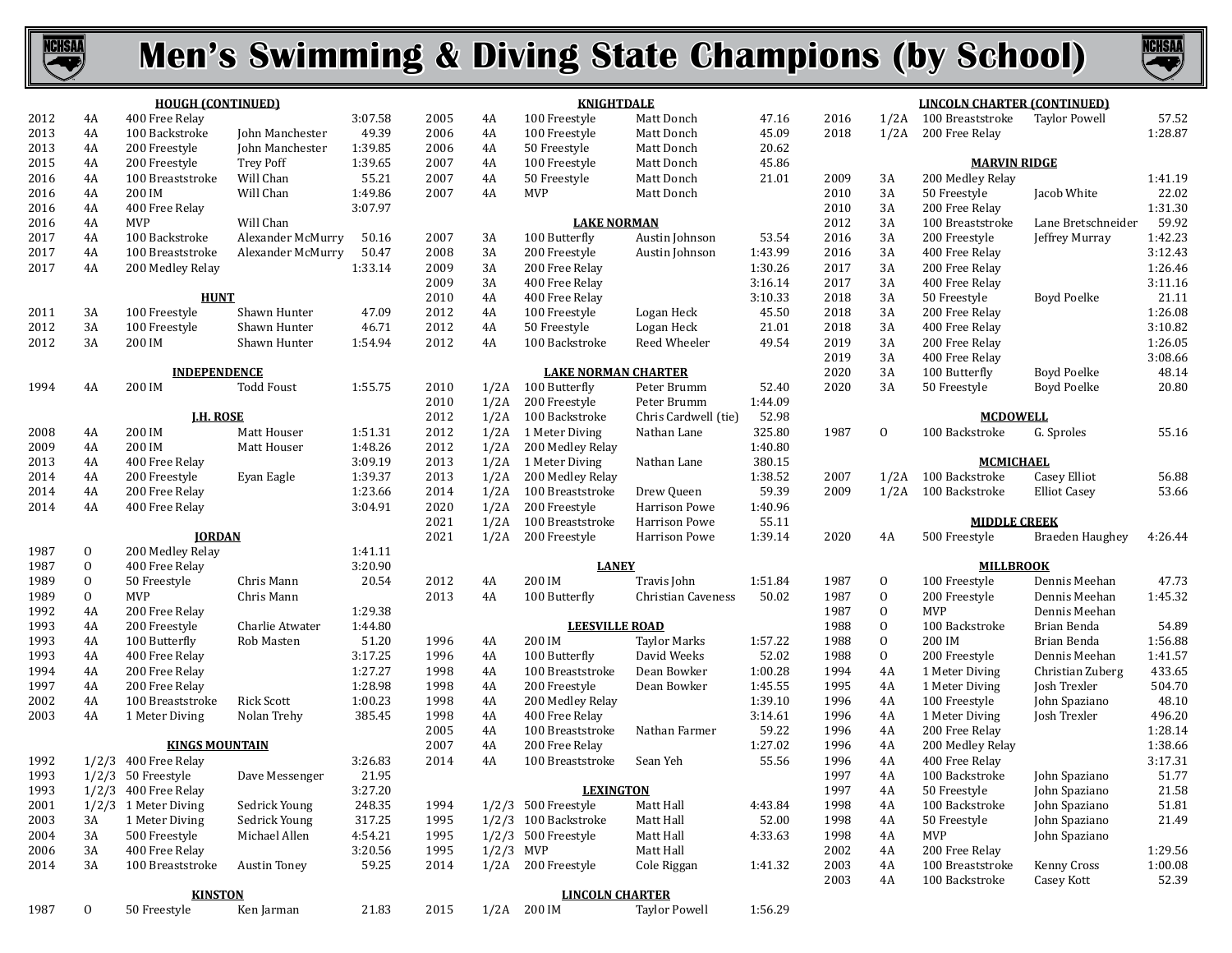# Men's Swimming & Diving State Champions (by School)

**HOUGH (CONTINUED)**

| Year | Class | Event | Name | Time |
|---|---|---|---|---|
| 2012 | 4A | 400 Free Relay | | 3:07.58 |
| 2013 | 4A | 100 Backstroke | John Manchester | 49.39 |
| 2013 | 4A | 200 Freestyle | John Manchester | 1:39.85 |
| 2015 | 4A | 200 Freestyle | Trey Poff | 1:39.65 |
| 2016 | 4A | 100 Breaststroke | Will Chan | 55.21 |
| 2016 | 4A | 200 IM | Will Chan | 1:49.86 |
| 2016 | 4A | 400 Free Relay | | 3:07.97 |
| 2016 | 4A | MVP | Will Chan | |
| 2017 | 4A | 100 Backstroke | Alexander McMurry | 50.16 |
| 2017 | 4A | 100 Breaststroke | Alexander McMurry | 50.47 |
| 2017 | 4A | 200 Medley Relay | | 1:33.14 |

**HUNT**

| Year | Class | Event | Name | Time |
|---|---|---|---|---|
| 2011 | 3A | 100 Freestyle | Shawn Hunter | 47.09 |
| 2012 | 3A | 100 Freestyle | Shawn Hunter | 46.71 |
| 2012 | 3A | 200 IM | Shawn Hunter | 1:54.94 |

**INDEPENDENCE**

| Year | Class | Event | Name | Time |
|---|---|---|---|---|
| 1994 | 4A | 200 IM | Todd Foust | 1:55.75 |

**J.H. ROSE**

| Year | Class | Event | Name | Time |
|---|---|---|---|---|
| 2008 | 4A | 200 IM | Matt Houser | 1:51.31 |
| 2009 | 4A | 200 IM | Matt Houser | 1:48.26 |
| 2013 | 4A | 400 Free Relay | | 3:09.19 |
| 2014 | 4A | 200 Freestyle | Eyan Eagle | 1:39.37 |
| 2014 | 4A | 200 Free Relay | | 1:23.66 |
| 2014 | 4A | 400 Free Relay | | 3:04.91 |

**JORDAN**

| Year | Class | Event | Name | Time |
|---|---|---|---|---|
| 1987 | O | 200 Medley Relay | | 1:41.11 |
| 1987 | O | 400 Free Relay | | 3:20.90 |
| 1989 | O | 50 Freestyle | Chris Mann | 20.54 |
| 1989 | O | MVP | Chris Mann | |
| 1992 | 4A | 200 Free Relay | | 1:29.38 |
| 1993 | 4A | 200 Freestyle | Charlie Atwater | 1:44.80 |
| 1993 | 4A | 100 Butterfly | Rob Masten | 51.20 |
| 1993 | 4A | 400 Free Relay | | 3:17.25 |
| 1994 | 4A | 200 Free Relay | | 1:27.27 |
| 1997 | 4A | 200 Free Relay | | 1:28.98 |
| 2002 | 4A | 100 Breaststroke | Rick Scott | 1:00.23 |
| 2003 | 4A | 1 Meter Diving | Nolan Trehy | 385.45 |

**KINGS MOUNTAIN**

| Year | Class | Event | Name | Time |
|---|---|---|---|---|
| 1992 | 1/2/3 | 400 Free Relay | | 3:26.83 |
| 1993 | 1/2/3 | 50 Freestyle | Dave Messenger | 21.95 |
| 1993 | 1/2/3 | 400 Free Relay | | 3:27.20 |
| 2001 | 1/2/3 | 1 Meter Diving | Sedrick Young | 248.35 |
| 2003 | 3A | 1 Meter Diving | Sedrick Young | 317.25 |
| 2004 | 3A | 500 Freestyle | Michael Allen | 4:54.21 |
| 2006 | 3A | 400 Free Relay | | 3:20.56 |
| 2014 | 3A | 100 Breaststroke | Austin Toney | 59.25 |

**KINSTON**

| Year | Class | Event | Name | Time |
|---|---|---|---|---|
| 1987 | O | 50 Freestyle | Ken Jarman | 21.83 |

**KNIGHTDALE**

| Year | Class | Event | Name | Time |
|---|---|---|---|---|
| 2005 | 4A | 100 Freestyle | Matt Donch | 47.16 |
| 2006 | 4A | 100 Freestyle | Matt Donch | 45.09 |
| 2006 | 4A | 50 Freestyle | Matt Donch | 20.62 |
| 2007 | 4A | 100 Freestyle | Matt Donch | 45.86 |
| 2007 | 4A | 50 Freestyle | Matt Donch | 21.01 |
| 2007 | 4A | MVP | Matt Donch | |

**LAKE NORMAN**

| Year | Class | Event | Name | Time |
|---|---|---|---|---|
| 2007 | 3A | 100 Butterfly | Austin Johnson | 53.54 |
| 2008 | 3A | 200 Freestyle | Austin Johnson | 1:43.99 |
| 2009 | 3A | 200 Free Relay | | 1:30.26 |
| 2009 | 3A | 400 Free Relay | | 3:16.14 |
| 2010 | 4A | 400 Free Relay | | 3:10.33 |
| 2012 | 4A | 100 Freestyle | Logan Heck | 45.50 |
| 2012 | 4A | 50 Freestyle | Logan Heck | 21.01 |
| 2012 | 4A | 100 Backstroke | Reed Wheeler | 49.54 |

**LAKE NORMAN CHARTER**

| Year | Class | Event | Name | Time |
|---|---|---|---|---|
| 2010 | 1/2A | 100 Butterfly | Peter Brumm | 52.40 |
| 2010 | 1/2A | 200 Freestyle | Peter Brumm | 1:44.09 |
| 2012 | 1/2A | 100 Backstroke | Chris Cardwell (tie) | 52.98 |
| 2012 | 1/2A | 1 Meter Diving | Nathan Lane | 325.80 |
| 2012 | 1/2A | 200 Medley Relay | | 1:40.80 |
| 2013 | 1/2A | 1 Meter Diving | Nathan Lane | 380.15 |
| 2013 | 1/2A | 200 Medley Relay | | 1:38.52 |
| 2014 | 1/2A | 100 Breaststroke | Drew Queen | 59.39 |
| 2020 | 1/2A | 200 Freestyle | Harrison Powe | 1:40.96 |
| 2021 | 1/2A | 100 Breaststroke | Harrison Powe | 55.11 |
| 2021 | 1/2A | 200 Freestyle | Harrison Powe | 1:39.14 |

**LANEY**

| Year | Class | Event | Name | Time |
|---|---|---|---|---|
| 2012 | 4A | 200 IM | Travis John | 1:51.84 |
| 2013 | 4A | 100 Butterfly | Christian Caveness | 50.02 |

**LEESVILLE ROAD**

| Year | Class | Event | Name | Time |
|---|---|---|---|---|
| 1996 | 4A | 200 IM | Taylor Marks | 1:57.22 |
| 1996 | 4A | 100 Butterfly | David Weeks | 52.02 |
| 1998 | 4A | 100 Breaststroke | Dean Bowker | 1:00.28 |
| 1998 | 4A | 200 Freestyle | Dean Bowker | 1:45.55 |
| 1998 | 4A | 200 Medley Relay | | 1:39.10 |
| 1998 | 4A | 400 Free Relay | | 3:14.61 |
| 2005 | 4A | 100 Breaststroke | Nathan Farmer | 59.22 |
| 2007 | 4A | 200 Free Relay | | 1:27.02 |
| 2014 | 4A | 100 Breaststroke | Sean Yeh | 55.56 |

**LEXINGTON**

| Year | Class | Event | Name | Time |
|---|---|---|---|---|
| 1994 | 1/2/3 | 500 Freestyle | Matt Hall | 4:43.84 |
| 1995 | 1/2/3 | 100 Backstroke | Matt Hall | 52.00 |
| 1995 | 1/2/3 | 500 Freestyle | Matt Hall | 4:33.63 |
| 1995 | 1/2/3 | MVP | Matt Hall | |
| 2014 | 1/2A | 200 Freestyle | Cole Riggan | 1:41.32 |

**LINCOLN CHARTER**

| Year | Class | Event | Name | Time |
|---|---|---|---|---|
| 2015 | 1/2A | 200 IM | Taylor Powell | 1:56.29 |

**LINCOLN CHARTER (CONTINUED)**

| Year | Class | Event | Name | Time |
|---|---|---|---|---|
| 2016 | 1/2A | 100 Breaststroke | Taylor Powell | 57.52 |
| 2018 | 1/2A | 200 Free Relay | | 1:28.87 |

**MARVIN RIDGE**

| Year | Class | Event | Name | Time |
|---|---|---|---|---|
| 2009 | 3A | 200 Medley Relay | | 1:41.19 |
| 2010 | 3A | 50 Freestyle | Jacob White | 22.02 |
| 2010 | 3A | 200 Free Relay | | 1:31.30 |
| 2012 | 3A | 100 Breaststroke | Lane Bretschneider | 59.92 |
| 2016 | 3A | 200 Freestyle | Jeffrey Murray | 1:42.23 |
| 2016 | 3A | 400 Free Relay | | 3:12.43 |
| 2017 | 3A | 200 Free Relay | | 1:26.46 |
| 2017 | 3A | 400 Free Relay | | 3:11.16 |
| 2018 | 3A | 50 Freestyle | Boyd Poelke | 21.11 |
| 2018 | 3A | 200 Free Relay | | 1:26.08 |
| 2018 | 3A | 400 Free Relay | | 3:10.82 |
| 2019 | 3A | 200 Free Relay | | 1:26.05 |
| 2019 | 3A | 400 Free Relay | | 3:08.66 |
| 2020 | 3A | 100 Butterfly | Boyd Poelke | 48.14 |
| 2020 | 3A | 50 Freestyle | Boyd Poelke | 20.80 |

**MCDOWELL**

| Year | Class | Event | Name | Time |
|---|---|---|---|---|
| 1987 | O | 100 Backstroke | G. Sproles | 55.16 |

**MCMICHAEL**

| Year | Class | Event | Name | Time |
|---|---|---|---|---|
| 2007 | 1/2A | 100 Backstroke | Casey Elliot | 56.88 |
| 2009 | 1/2A | 100 Backstroke | Elliot Casey | 53.66 |

**MIDDLE CREEK**

| Year | Class | Event | Name | Time |
|---|---|---|---|---|
| 2020 | 4A | 500 Freestyle | Braeden Haughey | 4:26.44 |

**MILLBROOK**

| Year | Class | Event | Name | Time |
|---|---|---|---|---|
| 1987 | O | 100 Freestyle | Dennis Meehan | 47.73 |
| 1987 | O | 200 Freestyle | Dennis Meehan | 1:45.32 |
| 1987 | O | MVP | Dennis Meehan | |
| 1988 | O | 100 Backstroke | Brian Benda | 54.89 |
| 1988 | O | 200 IM | Brian Benda | 1:56.88 |
| 1988 | O | 200 Freestyle | Dennis Meehan | 1:41.57 |
| 1994 | 4A | 1 Meter Diving | Christian Zuberg | 433.65 |
| 1995 | 4A | 1 Meter Diving | Josh Trexler | 504.70 |
| 1996 | 4A | 100 Freestyle | John Spaziano | 48.10 |
| 1996 | 4A | 1 Meter Diving | Josh Trexler | 496.20 |
| 1996 | 4A | 200 Free Relay | | 1:28.14 |
| 1996 | 4A | 200 Medley Relay | | 1:38.66 |
| 1996 | 4A | 400 Free Relay | | 3:17.31 |
| 1997 | 4A | 100 Backstroke | John Spaziano | 51.77 |
| 1997 | 4A | 50 Freestyle | John Spaziano | 21.58 |
| 1998 | 4A | 100 Backstroke | John Spaziano | 51.81 |
| 1998 | 4A | 50 Freestyle | John Spaziano | 21.49 |
| 1998 | 4A | MVP | John Spaziano | |
| 2002 | 4A | 200 Free Relay | | 1:29.56 |
| 2003 | 4A | 100 Breaststroke | Kenny Cross | 1:00.08 |
| 2003 | 4A | 100 Backstroke | Casey Kott | 52.39 |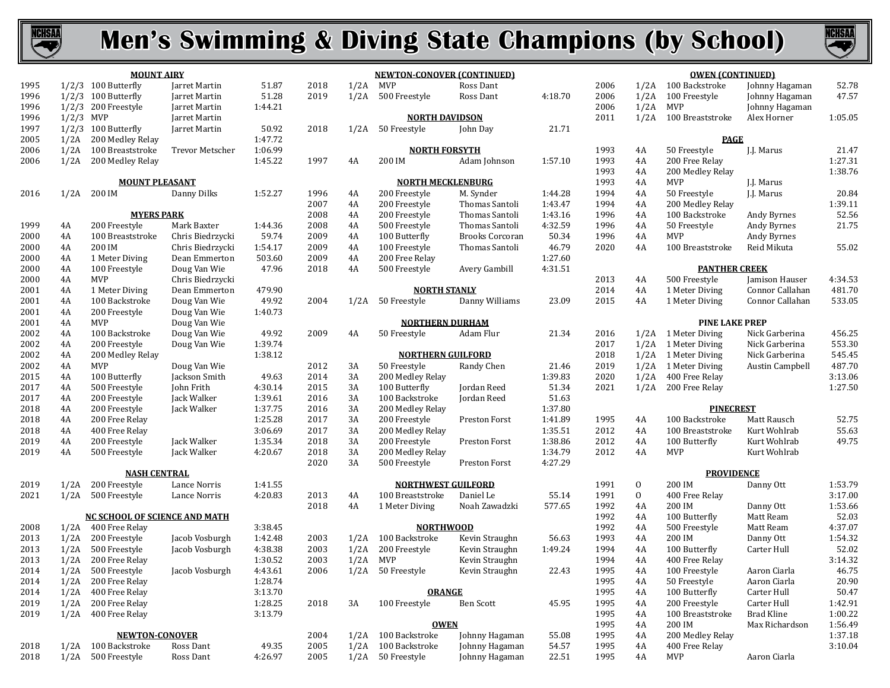# Men's Swimming & Diving State Champions (by School)

**MOUNT AIRY**

| Year | Class | Event | Name | Time/Score |
|---|---|---|---|---|
| 1995 | 1/2/3 | 100 Butterfly | Jarret Martin | 51.87 |
| 1996 | 1/2/3 | 100 Butterfly | Jarret Martin | 51.28 |
| 1996 | 1/2/3 | 200 Freestyle | Jarret Martin | 1:44.21 |
| 1996 | 1/2/3 | MVP | Jarret Martin | |
| 1997 | 1/2/3 | 100 Butterfly | Jarret Martin | 50.92 |
| 2005 | 1/2A | 200 Medley Relay | | 1:47.72 |
| 2006 | 1/2A | 100 Breaststroke | Trevor Metscher | 1:06.99 |
| 2006 | 1/2A | 200 Medley Relay | | 1:45.22 |

**MOUNT PLEASANT**

| Year | Class | Event | Name | Time/Score |
|---|---|---|---|---|
| 2016 | 1/2A | 200 IM | Danny Dilks | 1:52.27 |

**MYERS PARK**

| Year | Class | Event | Name | Time/Score |
|---|---|---|---|---|
| 1999 | 4A | 200 Freestyle | Mark Baxter | 1:44.36 |
| 2000 | 4A | 100 Breaststroke | Chris Biedrzycki | 59.74 |
| 2000 | 4A | 200 IM | Chris Biedrzycki | 1:54.17 |
| 2000 | 4A | 1 Meter Diving | Dean Emmerton | 503.60 |
| 2000 | 4A | 100 Freestyle | Doug Van Wie | 47.96 |
| 2000 | 4A | MVP | Chris Biedrzycki | |
| 2001 | 4A | 1 Meter Diving | Dean Emmerton | 479.90 |
| 2001 | 4A | 100 Backstroke | Doug Van Wie | 49.92 |
| 2001 | 4A | 200 Freestyle | Doug Van Wie | 1:40.73 |
| 2001 | 4A | MVP | Doug Van Wie | |
| 2002 | 4A | 100 Backstroke | Doug Van Wie | 49.92 |
| 2002 | 4A | 200 Freestyle | Doug Van Wie | 1:39.74 |
| 2002 | 4A | 200 Medley Relay | | 1:38.12 |
| 2002 | 4A | MVP | Doug Van Wie | |
| 2015 | 4A | 100 Butterfly | Jackson Smith | 49.63 |
| 2017 | 4A | 500 Freestyle | John Frith | 4:30.14 |
| 2017 | 4A | 200 Freestyle | Jack Walker | 1:39.61 |
| 2018 | 4A | 200 Freestyle | Jack Walker | 1:37.75 |
| 2018 | 4A | 200 Free Relay | | 1:25.28 |
| 2018 | 4A | 400 Free Relay | | 3:06.69 |
| 2019 | 4A | 200 Freestyle | Jack Walker | 1:35.34 |
| 2019 | 4A | 500 Freestyle | Jack Walker | 4:20.67 |

**NASH CENTRAL**

| Year | Class | Event | Name | Time/Score |
|---|---|---|---|---|
| 2019 | 1/2A | 200 Freestyle | Lance Norris | 1:41.55 |
| 2021 | 1/2A | 500 Freestyle | Lance Norris | 4:20.83 |

**NC SCHOOL OF SCIENCE AND MATH**

| Year | Class | Event | Name | Time/Score |
|---|---|---|---|---|
| 2008 | 1/2A | 400 Free Relay | | 3:38.45 |
| 2013 | 1/2A | 200 Freestyle | Jacob Vosburgh | 1:42.48 |
| 2013 | 1/2A | 500 Freestyle | Jacob Vosburgh | 4:38.38 |
| 2013 | 1/2A | 200 Free Relay | | 1:30.52 |
| 2014 | 1/2A | 500 Freestyle | Jacob Vosburgh | 4:43.61 |
| 2014 | 1/2A | 200 Free Relay | | 1:28.74 |
| 2014 | 1/2A | 400 Free Relay | | 3:13.70 |
| 2019 | 1/2A | 200 Free Relay | | 1:28.25 |
| 2019 | 1/2A | 400 Free Relay | | 3:13.79 |

**NEWTON-CONOVER**

| Year | Class | Event | Name | Time/Score |
|---|---|---|---|---|
| 2018 | 1/2A | 100 Backstroke | Ross Dant | 49.35 |
| 2018 | 1/2A | 500 Freestyle | Ross Dant | 4:26.97 |

**NEWTON-CONOVER (CONTINUED)**

| Year | Class | Event | Name | Time/Score |
|---|---|---|---|---|
| 2018 | 1/2A | MVP | Ross Dant | |
| 2019 | 1/2A | 500 Freestyle | Ross Dant | 4:18.70 |

**NORTH DAVIDSON**

| Year | Class | Event | Name | Time/Score |
|---|---|---|---|---|
| 2018 | 1/2A | 50 Freestyle | John Day | 21.71 |

**NORTH FORSYTH**

| Year | Class | Event | Name | Time/Score |
|---|---|---|---|---|
| 1997 | 4A | 200 IM | Adam Johnson | 1:57.10 |

**NORTH MECKLENBURG**

| Year | Class | Event | Name | Time/Score |
|---|---|---|---|---|
| 1996 | 4A | 200 Freestyle | M. Synder | 1:44.28 |
| 2007 | 4A | 200 Freestyle | Thomas Santoli | 1:43.47 |
| 2008 | 4A | 200 Freestyle | Thomas Santoli | 1:43.16 |
| 2008 | 4A | 500 Freestyle | Thomas Santoli | 4:32.59 |
| 2009 | 4A | 100 Butterfly | Brooks Corcoran | 50.34 |
| 2009 | 4A | 100 Freestyle | Thomas Santoli | 46.79 |
| 2009 | 4A | 200 Free Relay | | 1:27.60 |
| 2018 | 4A | 500 Freestyle | Avery Gambill | 4:31.51 |

**NORTH STANLY**

| Year | Class | Event | Name | Time/Score |
|---|---|---|---|---|
| 2004 | 1/2A | 50 Freestyle | Danny Williams | 23.09 |

**NORTHERN DURHAM**

| Year | Class | Event | Name | Time/Score |
|---|---|---|---|---|
| 2009 | 4A | 50 Freestyle | Adam Flur | 21.34 |

**NORTHERN GUILFORD**

| Year | Class | Event | Name | Time/Score |
|---|---|---|---|---|
| 2012 | 3A | 50 Freestyle | Randy Chen | 21.46 |
| 2014 | 3A | 200 Medley Relay | | 1:39.83 |
| 2015 | 3A | 100 Butterfly | Jordan Reed | 51.34 |
| 2016 | 3A | 100 Backstroke | Jordan Reed | 51.63 |
| 2016 | 3A | 200 Medley Relay | | 1:37.80 |
| 2017 | 3A | 200 Freestyle | Preston Forst | 1:41.89 |
| 2017 | 3A | 200 Medley Relay | | 1:35.51 |
| 2018 | 3A | 200 Freestyle | Preston Forst | 1:38.86 |
| 2018 | 3A | 200 Medley Relay | | 1:34.79 |
| 2020 | 3A | 500 Freestyle | Preston Forst | 4:27.29 |

**NORTHWEST GUILFORD**

| Year | Class | Event | Name | Time/Score |
|---|---|---|---|---|
| 2013 | 4A | 100 Breaststroke | Daniel Le | 55.14 |
| 2018 | 4A | 1 Meter Diving | Noah Zawadzki | 577.65 |

**NORTHWOOD**

| Year | Class | Event | Name | Time/Score |
|---|---|---|---|---|
| 2003 | 1/2A | 100 Backstroke | Kevin Straughn | 56.63 |
| 2003 | 1/2A | 200 Freestyle | Kevin Straughn | 1:49.24 |
| 2003 | 1/2A | MVP | Kevin Straughn | |
| 2006 | 1/2A | 50 Freestyle | Kevin Straughn | 22.43 |

**ORANGE**

| Year | Class | Event | Name | Time/Score |
|---|---|---|---|---|
| 2018 | 3A | 100 Freestyle | Ben Scott | 45.95 |

**OWEN**

| Year | Class | Event | Name | Time/Score |
|---|---|---|---|---|
| 2004 | 1/2A | 100 Backstroke | Johnny Hagaman | 55.08 |
| 2005 | 1/2A | 100 Backstroke | Johnny Hagaman | 54.57 |
| 2005 | 1/2A | 50 Freestyle | Johnny Hagaman | 22.51 |

**OWEN (CONTINUED)**

| Year | Class | Event | Name | Time/Score |
|---|---|---|---|---|
| 2006 | 1/2A | 100 Backstroke | Johnny Hagaman | 52.78 |
| 2006 | 1/2A | 100 Freestyle | Johnny Hagaman | 47.57 |
| 2006 | 1/2A | MVP | Johnny Hagaman | |
| 2011 | 1/2A | 100 Breaststroke | Alex Horner | 1:05.05 |

**PAGE**

| Year | Class | Event | Name | Time/Score |
|---|---|---|---|---|
| 1993 | 4A | 50 Freestyle | J.J. Marus | 21.47 |
| 1993 | 4A | 200 Free Relay | | 1:27.31 |
| 1993 | 4A | 200 Medley Relay | | 1:38.76 |
| 1993 | 4A | MVP | J.J. Marus | |
| 1994 | 4A | 50 Freestyle | J.J. Marus | 20.84 |
| 1994 | 4A | 200 Medley Relay | | 1:39.11 |
| 1996 | 4A | 100 Backstroke | Andy Byrnes | 52.56 |
| 1996 | 4A | 50 Freestyle | Andy Byrnes | 21.75 |
| 1996 | 4A | MVP | Andy Byrnes | |
| 2020 | 4A | 100 Breaststroke | Reid Mikuta | 55.02 |

**PANTHER CREEK**

| Year | Class | Event | Name | Time/Score |
|---|---|---|---|---|
| 2013 | 4A | 500 Freestyle | Jamison Hauser | 4:34.53 |
| 2014 | 4A | 1 Meter Diving | Connor Callahan | 481.70 |
| 2015 | 4A | 1 Meter Diving | Connor Callahan | 533.05 |

**PINE LAKE PREP**

| Year | Class | Event | Name | Time/Score |
|---|---|---|---|---|
| 2016 | 1/2A | 1 Meter Diving | Nick Garberina | 456.25 |
| 2017 | 1/2A | 1 Meter Diving | Nick Garberina | 553.30 |
| 2018 | 1/2A | 1 Meter Diving | Nick Garberina | 545.45 |
| 2019 | 1/2A | 1 Meter Diving | Austin Campbell | 487.70 |
| 2020 | 1/2A | 400 Free Relay | | 3:13.06 |
| 2021 | 1/2A | 200 Free Relay | | 1:27.50 |

**PINECREST**

| Year | Class | Event | Name | Time/Score |
|---|---|---|---|---|
| 1995 | 4A | 100 Backstroke | Matt Rausch | 52.75 |
| 2012 | 4A | 100 Breaststroke | Kurt Wohlrab | 55.63 |
| 2012 | 4A | 100 Butterfly | Kurt Wohlrab | 49.75 |
| 2012 | 4A | MVP | Kurt Wohlrab | |

**PROVIDENCE**

| Year | Class | Event | Name | Time/Score |
|---|---|---|---|---|
| 1991 | O | 200 IM | Danny Ott | 1:53.79 |
| 1991 | O | 400 Free Relay | | 3:17.00 |
| 1992 | 4A | 200 IM | Danny Ott | 1:53.66 |
| 1992 | 4A | 100 Butterfly | Matt Ream | 52.03 |
| 1992 | 4A | 500 Freestyle | Matt Ream | 4:37.07 |
| 1993 | 4A | 200 IM | Danny Ott | 1:54.32 |
| 1994 | 4A | 100 Butterfly | Carter Hull | 52.02 |
| 1994 | 4A | 400 Free Relay | | 3:14.32 |
| 1995 | 4A | 100 Freestyle | Aaron Ciarla | 46.75 |
| 1995 | 4A | 50 Freestyle | Aaron Ciarla | 20.90 |
| 1995 | 4A | 100 Butterfly | Carter Hull | 50.47 |
| 1995 | 4A | 200 Freestyle | Carter Hull | 1:42.91 |
| 1995 | 4A | 100 Breaststroke | Brad Kline | 1:00.22 |
| 1995 | 4A | 200 IM | Max Richardson | 1:56.49 |
| 1995 | 4A | 200 Medley Relay | | 1:37.18 |
| 1995 | 4A | 400 Free Relay | | 3:10.04 |
| 1995 | 4A | MVP | Aaron Ciarla | |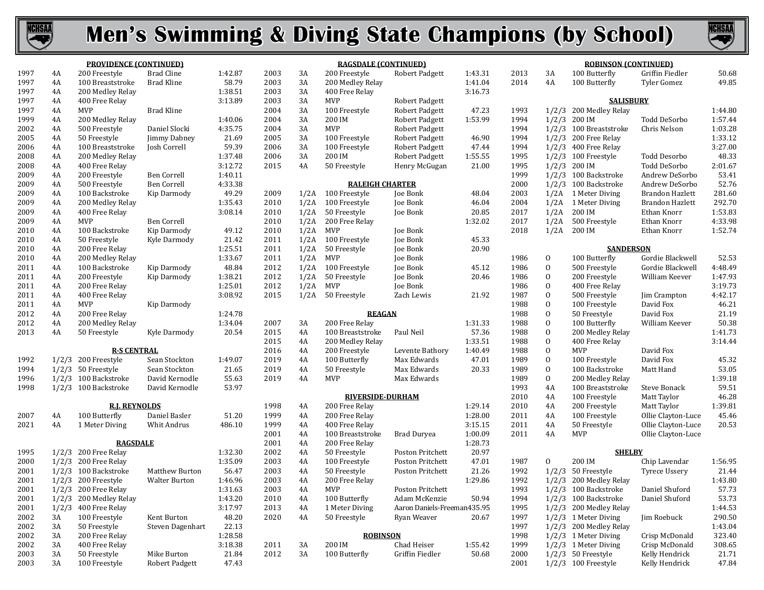# Men's Swimming & Diving State Champions (by School)

### PROVIDENCE (CONTINUED)

| Year | Class | Event | Name | Time |
|---|---|---|---|---|
| 1997 | 4A | 200 Freestyle | Brad Cline | 1:42.87 |
| 1997 | 4A | 100 Breaststroke | Brad Kline | 58.79 |
| 1997 | 4A | 200 Medley Relay | | 1:38.51 |
| 1997 | 4A | 400 Free Relay | | 3:13.89 |
| 1997 | 4A | MVP | Brad Kline | |
| 1999 | 4A | 200 Medley Relay | | 1:40.06 |
| 2002 | 4A | 500 Freestyle | Daniel Slocki | 4:35.75 |
| 2005 | 4A | 50 Freestyle | Jimmy Dabney | 21.69 |
| 2006 | 4A | 100 Breaststroke | Josh Correll | 59.39 |
| 2008 | 4A | 200 Medley Relay | | 1:37.48 |
| 2008 | 4A | 400 Free Relay | | 3:12.72 |
| 2009 | 4A | 200 Freestyle | Ben Correll | 1:40.11 |
| 2009 | 4A | 500 Freestyle | Ben Correll | 4:33.38 |
| 2009 | 4A | 100 Backstroke | Kip Darmody | 49.29 |
| 2009 | 4A | 200 Medley Relay | | 1:35.43 |
| 2009 | 4A | 400 Free Relay | | 3:08.14 |
| 2009 | 4A | MVP | Ben Correll | |
| 2010 | 4A | 100 Backstroke | Kip Darmody | 49.12 |
| 2010 | 4A | 50 Freestyle | Kyle Darmody | 21.42 |
| 2010 | 4A | 200 Free Relay | | 1:25.51 |
| 2010 | 4A | 200 Medley Relay | | 1:33.67 |
| 2011 | 4A | 100 Backstroke | Kip Darmody | 48.84 |
| 2011 | 4A | 200 Freestyle | Kip Darmody | 1:38.21 |
| 2011 | 4A | 200 Free Relay | | 1:25.01 |
| 2011 | 4A | 400 Free Relay | | 3:08.92 |
| 2011 | 4A | MVP | Kip Darmody | |
| 2012 | 4A | 200 Free Relay | | 1:24.78 |
| 2012 | 4A | 200 Medley Relay | | 1:34.04 |
| 2013 | 4A | 50 Freestyle | Kyle Darmody | 20.54 |

### R-S CENTRAL

| Year | Class | Event | Name | Time |
|---|---|---|---|---|
| 1992 | 1/2/3 | 200 Freestyle | Sean Stockton | 1:49.07 |
| 1994 | 1/2/3 | 50 Freestyle | Sean Stockton | 21.65 |
| 1996 | 1/2/3 | 100 Backstroke | David Kernodle | 55.63 |
| 1998 | 1/2/3 | 100 Backstroke | David Kernodle | 53.97 |

### R.J. REYNOLDS

| Year | Class | Event | Name | Time |
|---|---|---|---|---|
| 2007 | 4A | 100 Butterfly | Daniel Basler | 51.20 |
| 2021 | 4A | 1 Meter Diving | Whit Andrus | 486.10 |

### RAGSDALE

| Year | Class | Event | Name | Time |
|---|---|---|---|---|
| 1995 | 1/2/3 | 200 Free Relay | | 1:32.30 |
| 2000 | 1/2/3 | 200 Free Relay | | 1:35.09 |
| 2001 | 1/2/3 | 100 Backstroke | Matthew Burton | 56.47 |
| 2001 | 1/2/3 | 200 Freestyle | Walter Burton | 1:46.96 |
| 2001 | 1/2/3 | 200 Free Relay | | 1:31.63 |
| 2001 | 1/2/3 | 200 Medley Relay | | 1:43.20 |
| 2001 | 1/2/3 | 400 Free Relay | | 3:17.97 |
| 2002 | 3A | 100 Freestyle | Kent Burton | 48.20 |
| 2002 | 3A | 50 Freestyle | Steven Dagenhart | 22.13 |
| 2002 | 3A | 200 Free Relay | | 1:28.58 |
| 2002 | 3A | 400 Free Relay | | 3:18.38 |
| 2003 | 3A | 50 Freestyle | Mike Burton | 21.84 |
| 2003 | 3A | 100 Freestyle | Robert Padgett | 47.43 |

### RAGSDALE (CONTINUED)

| Year | Class | Event | Name | Time |
|---|---|---|---|---|
| 2003 | 3A | 200 Freestyle | Robert Padgett | 1:43.31 |
| 2003 | 3A | 200 Medley Relay | | 1:41.04 |
| 2003 | 3A | 400 Free Relay | | 3:16.73 |
| 2003 | 3A | MVP | Robert Padgett | |
| 2004 | 3A | 100 Freestyle | Robert Padgett | 47.23 |
| 2004 | 3A | 200 IM | Robert Padgett | 1:53.99 |
| 2004 | 3A | MVP | Robert Padgett | |
| 2005 | 3A | 100 Freestyle | Robert Padgett | 46.90 |
| 2006 | 3A | 100 Freestyle | Robert Padgett | 47.44 |
| 2006 | 3A | 200 IM | Robert Padgett | 1:55.55 |
| 2015 | 4A | 50 Freestyle | Henry McGugan | 21.00 |

### RALEIGH CHARTER

| Year | Class | Event | Name | Time |
|---|---|---|---|---|
| 2009 | 1/2A | 100 Freestyle | Joe Bonk | 48.04 |
| 2010 | 1/2A | 100 Freestyle | Joe Bonk | 46.04 |
| 2010 | 1/2A | 50 Freestyle | Joe Bonk | 20.85 |
| 2010 | 1/2A | 200 Free Relay | | 1:32.02 |
| 2010 | 1/2A | MVP | Joe Bonk | |
| 2011 | 1/2A | 100 Freestyle | Joe Bonk | 45.33 |
| 2011 | 1/2A | 50 Freestyle | Joe Bonk | 20.90 |
| 2011 | 1/2A | MVP | Joe Bonk | |
| 2012 | 1/2A | 100 Freestyle | Joe Bonk | 45.12 |
| 2012 | 1/2A | 50 Freestyle | Joe Bonk | 20.46 |
| 2012 | 1/2A | MVP | Joe Bonk | |
| 2015 | 1/2A | 50 Freestyle | Zach Lewis | 21.92 |

### REAGAN

| Year | Class | Event | Name | Time |
|---|---|---|---|---|
| 2007 | 3A | 200 Free Relay | | 1:31.33 |
| 2015 | 4A | 100 Breaststroke | Paul Neil | 57.36 |
| 2015 | 4A | 200 Medley Relay | | 1:33.51 |
| 2016 | 4A | 200 Freestyle | Levente Bathory | 1:40.49 |
| 2019 | 4A | 100 Butterfly | Max Edwards | 47.01 |
| 2019 | 4A | 50 Freestyle | Max Edwards | 20.33 |
| 2019 | 4A | MVP | Max Edwards | |

### RIVERSIDE-DURHAM

| Year | Class | Event | Name | Time |
|---|---|---|---|---|
| 1998 | 4A | 200 Free Relay | | 1:29.14 |
| 1999 | 4A | 200 Free Relay | | 1:28.00 |
| 1999 | 4A | 400 Free Relay | | 3:15.15 |
| 2001 | 4A | 100 Breaststroke | Brad Duryea | 1:00.09 |
| 2001 | 4A | 200 Free Relay | | 1:28.73 |
| 2002 | 4A | 50 Freestyle | Poston Pritchett | 20.97 |
| 2003 | 4A | 100 Freestyle | Poston Pritchett | 47.01 |
| 2003 | 4A | 50 Freestyle | Poston Pritchett | 21.26 |
| 2003 | 4A | 200 Free Relay | | 1:29.86 |
| 2003 | 4A | MVP | Poston Pritchett | |
| 2010 | 4A | 100 Butterfly | Adam McKenzie | 50.94 |
| 2013 | 4A | 1 Meter Diving | Aaron Daniels-Freeman | 435.95 |
| 2020 | 4A | 50 Freestyle | Ryan Weaver | 20.67 |

### ROBINSON

| Year | Class | Event | Name | Time |
|---|---|---|---|---|
| 2011 | 3A | 200 IM | Chad Heiser | 1:55.42 |
| 2012 | 3A | 100 Butterfly | Griffin Fiedler | 50.68 |

### ROBINSON (CONTINUED)

| Year | Class | Event | Name | Time |
|---|---|---|---|---|
| 2013 | 3A | 100 Butterfly | Griffin Fiedler | 50.68 |
| 2014 | 4A | 100 Butterfly | Tyler Gomez | 49.85 |

### SALISBURY

| Year | Class | Event | Name | Time |
|---|---|---|---|---|
| 1993 | 1/2/3 | 200 Medley Relay | | 1:44.80 |
| 1994 | 1/2/3 | 200 IM | Todd DeSorbo | 1:57.44 |
| 1994 | 1/2/3 | 100 Breaststroke | Chris Nelson | 1:03.28 |
| 1994 | 1/2/3 | 200 Free Relay | | 1:33.12 |
| 1994 | 1/2/3 | 400 Free Relay | | 3:27.00 |
| 1995 | 1/2/3 | 100 Freestyle | Todd Desorbo | 48.33 |
| 1995 | 1/2/3 | 200 IM | Todd DeSorbo | 2:01.67 |
| 1999 | 1/2/3 | 100 Backstroke | Andrew DeSorbo | 53.41 |
| 2000 | 1/2/3 | 100 Backstroke | Andrew DeSorbo | 52.76 |
| 2003 | 1/2A | 1 Meter Diving | Brandon Hazlett | 281.60 |
| 2004 | 1/2A | 1 Meter Diving | Brandon Hazlett | 292.70 |
| 2017 | 1/2A | 200 IM | Ethan Knorr | 1:53.83 |
| 2017 | 1/2A | 500 Freestyle | Ethan Knorr | 4:33.98 |
| 2018 | 1/2A | 200 IM | Ethan Knorr | 1:52.74 |

### SANDERSON

| Year | Class | Event | Name | Time |
|---|---|---|---|---|
| 1986 | O | 100 Butterfly | Gordie Blackwell | 52.53 |
| 1986 | O | 500 Freestyle | Gordie Blackwell | 4:48.49 |
| 1986 | O | 200 Freestyle | William Keever | 1:47.93 |
| 1986 | O | 400 Free Relay | | 3:19.73 |
| 1987 | O | 500 Freestyle | Jim Crampton | 4:42.17 |
| 1988 | O | 100 Freestyle | David Fox | 46.21 |
| 1988 | O | 50 Freestyle | David Fox | 21.19 |
| 1988 | O | 100 Butterfly | William Keever | 50.38 |
| 1988 | O | 200 Medley Relay | | 1:41.73 |
| 1988 | O | 400 Free Relay | | 3:14.44 |
| 1988 | O | MVP | David Fox | |
| 1989 | O | 100 Freestyle | David Fox | 45.32 |
| 1989 | O | 100 Backstroke | Matt Hand | 53.05 |
| 1989 | O | 200 Medley Relay | | 1:39.18 |
| 1993 | 4A | 100 Breaststroke | Steve Bonack | 59.51 |
| 2010 | 4A | 100 Freestyle | Matt Taylor | 46.28 |
| 2010 | 4A | 200 Freestyle | Matt Taylor | 1:39.81 |
| 2011 | 4A | 100 Freestyle | Ollie Clayton-Luce | 45.46 |
| 2011 | 4A | 50 Freestyle | Ollie Clayton-Luce | 20.53 |
| 2011 | 4A | MVP | Ollie Clayton-Luce | |

### SHELBY

| Year | Class | Event | Name | Time |
|---|---|---|---|---|
| 1987 | O | 200 IM | Chip Lavendar | 1:56.95 |
| 1992 | 1/2/3 | 50 Freestyle | Tyrece Ussery | 21.44 |
| 1992 | 1/2/3 | 200 Medley Relay | | 1:43.80 |
| 1993 | 1/2/3 | 100 Backstroke | Daniel Shuford | 57.73 |
| 1994 | 1/2/3 | 100 Backstroke | Daniel Shuford | 53.73 |
| 1995 | 1/2/3 | 200 Medley Relay | | 1:44.53 |
| 1997 | 1/2/3 | 1 Meter Diving | Jim Roebuck | 290.50 |
| 1997 | 1/2/3 | 200 Medley Relay | | 1:43.04 |
| 1998 | 1/2/3 | 1 Meter Diving | Crisp McDonald | 323.40 |
| 1999 | 1/2/3 | 1 Meter Diving | Crisp McDonald | 308.65 |
| 2000 | 1/2/3 | 50 Freestyle | Kelly Hendrick | 21.71 |
| 2001 | 1/2/3 | 100 Freestyle | Kelly Hendrick | 47.84 |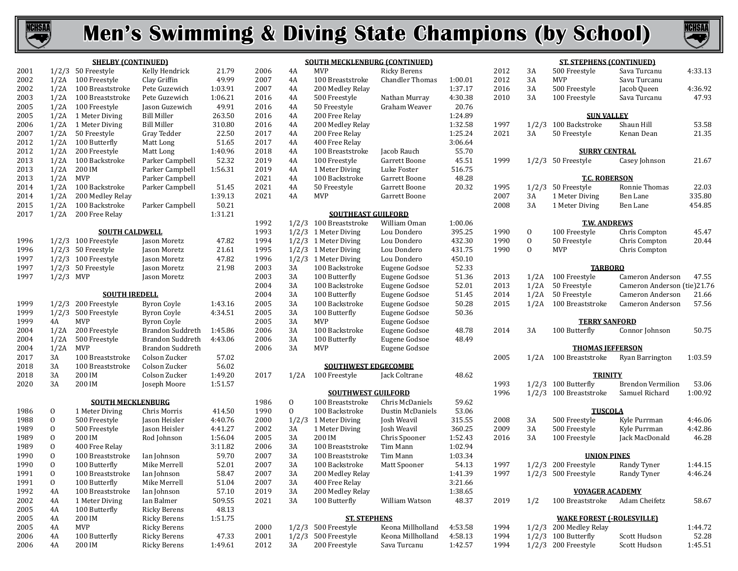# Men's Swimming & Diving State Champions (by School)

### SHELBY (CONTINUED)

| Year | Class | Event | Name | Time/Score |
|---|---|---|---|---|
| 2001 | 1/2/3 | 50 Freestyle | Kelly Hendrick | 21.79 |
| 2002 | 1/2A | 100 Freestyle | Clay Griffin | 49.99 |
| 2002 | 1/2A | 100 Breaststroke | Pete Guzewich | 1:03.91 |
| 2003 | 1/2A | 100 Breaststroke | Pete Guzewich | 1:06.21 |
| 2005 | 1/2A | 100 Freestyle | Jason Guzewich | 49.91 |
| 2005 | 1/2A | 1 Meter Diving | Bill Miller | 263.50 |
| 2006 | 1/2A | 1 Meter Diving | Bill Miller | 310.80 |
| 2007 | 1/2A | 50 Freestyle | Gray Tedder | 22.50 |
| 2012 | 1/2A | 100 Butterfly | Matt Long | 51.65 |
| 2012 | 1/2A | 200 Freestyle | Matt Long | 1:40.96 |
| 2013 | 1/2A | 100 Backstroke | Parker Campbell | 52.32 |
| 2013 | 1/2A | 200 IM | Parker Campbell | 1:56.31 |
| 2013 | 1/2A | MVP | Parker Campbell | |
| 2014 | 1/2A | 100 Backstroke | Parker Campbell | 51.45 |
| 2014 | 1/2A | 200 Medley Relay | | 1:39.13 |
| 2015 | 1/2A | 100 Backstroke | Parker Campbell | 50.21 |
| 2017 | 1/2A | 200 Free Relay | | 1:31.21 |

### SOUTH CALDWELL

| Year | Class | Event | Name | Time/Score |
|---|---|---|---|---|
| 1996 | 1/2/3 | 100 Freestyle | Jason Moretz | 47.82 |
| 1996 | 1/2/3 | 50 Freestyle | Jason Moretz | 21.61 |
| 1997 | 1/2/3 | 100 Freestyle | Jason Moretz | 47.82 |
| 1997 | 1/2/3 | 50 Freestyle | Jason Moretz | 21.98 |
| 1997 | 1/2/3 | MVP | Jason Moretz | |

### SOUTH IREDELL

| Year | Class | Event | Name | Time/Score |
|---|---|---|---|---|
| 1999 | 1/2/3 | 200 Freestyle | Byron Coyle | 1:43.16 |
| 1999 | 1/2/3 | 500 Freestyle | Byron Coyle | 4:34.51 |
| 1999 | 4A | MVP | Byron Coyle | |
| 2004 | 1/2A | 200 Freestyle | Brandon Suddreth | 1:45.86 |
| 2004 | 1/2A | 500 Freestyle | Brandon Suddreth | 4:43.06 |
| 2004 | 1/2A | MVP | Brandon Suddreth | |
| 2017 | 3A | 100 Breaststroke | Colson Zucker | 57.02 |
| 2018 | 3A | 100 Breaststroke | Colson Zucker | 56.02 |
| 2018 | 3A | 200 IM | Colson Zucker | 1:49.20 |
| 2020 | 3A | 200 IM | Joseph Moore | 1:51.57 |

### SOUTH MECKLENBURG

| Year | Class | Event | Name | Time/Score |
|---|---|---|---|---|
| 1986 | O | 1 Meter Diving | Chris Morris | 414.50 |
| 1988 | O | 500 Freestyle | Jason Heisler | 4:40.76 |
| 1989 | O | 500 Freestyle | Jason Heisler | 4:41.27 |
| 1989 | O | 200 IM | Rod Johnson | 1:56.04 |
| 1989 | O | 400 Free Relay | | 3:11.82 |
| 1990 | O | 100 Breaststroke | Ian Johnson | 59.70 |
| 1990 | O | 100 Butterfly | Mike Merrell | 52.01 |
| 1991 | O | 100 Breaststroke | Ian Johnson | 58.47 |
| 1991 | O | 100 Butterfly | Mike Merrell | 51.04 |
| 1992 | 4A | 100 Breaststroke | Ian Johnson | 57.10 |
| 2002 | 4A | 1 Meter Diving | Ian Balmer | 509.55 |
| 2005 | 4A | 100 Butterfly | Ricky Berens | 48.13 |
| 2005 | 4A | 200 IM | Ricky Berens | 1:51.75 |
| 2005 | 4A | MVP | Ricky Berens | |
| 2006 | 4A | 100 Butterfly | Ricky Berens | 47.33 |
| 2006 | 4A | 200 IM | Ricky Berens | 1:49.61 |

### SOUTH MECKLENBURG (CONTINUED)

| Year | Class | Event | Name | Time/Score |
|---|---|---|---|---|
| 2006 | 4A | MVP | Ricky Berens | |
| 2007 | 4A | 100 Breaststroke | Chandler Thomas | 1:00.01 |
| 2007 | 4A | 200 Medley Relay | | 1:37.17 |
| 2016 | 4A | 500 Freestyle | Nathan Murray | 4:30.38 |
| 2016 | 4A | 50 Freestyle | Graham Weaver | 20.76 |
| 2016 | 4A | 200 Free Relay | | 1:24.89 |
| 2016 | 4A | 200 Medley Relay | | 1:32.58 |
| 2017 | 4A | 200 Free Relay | | 1:25.24 |
| 2017 | 4A | 400 Free Relay | | 3:06.64 |
| 2018 | 4A | 100 Breaststroke | Jacob Rauch | 55.70 |
| 2019 | 4A | 100 Freestyle | Garrett Boone | 45.51 |
| 2019 | 4A | 1 Meter Diving | Luke Foster | 516.75 |
| 2021 | 4A | 100 Backstroke | Garrett Boone | 48.28 |
| 2021 | 4A | 50 Freestyle | Garrett Boone | 20.32 |
| 2021 | 4A | MVP | Garrett Boone | |

### SOUTHEAST GUILFORD

| Year | Class | Event | Name | Time/Score |
|---|---|---|---|---|
| 1992 | 1/2/3 | 100 Breaststroke | William Oman | 1:00.06 |
| 1993 | 1/2/3 | 1 Meter Diving | Lou Dondero | 395.25 |
| 1994 | 1/2/3 | 1 Meter Diving | Lou Dondero | 432.30 |
| 1995 | 1/2/3 | 1 Meter Diving | Lou Dondero | 431.75 |
| 1996 | 1/2/3 | 1 Meter Diving | Lou Dondero | 450.10 |
| 2003 | 3A | 100 Backstroke | Eugene Godsoe | 52.33 |
| 2003 | 3A | 100 Butterfly | Eugene Godsoe | 51.36 |
| 2004 | 3A | 100 Backstroke | Eugene Godsoe | 52.01 |
| 2004 | 3A | 100 Butterfly | Eugene Godsoe | 51.45 |
| 2005 | 3A | 100 Backstroke | Eugene Godsoe | 50.28 |
| 2005 | 3A | 100 Butterfly | Eugene Godsoe | 50.36 |
| 2005 | 3A | MVP | Eugene Godsoe | |
| 2006 | 3A | 100 Backstroke | Eugene Godsoe | 48.78 |
| 2006 | 3A | 100 Butterfly | Eugene Godsoe | 48.49 |
| 2006 | 3A | MVP | Eugene Godsoe | |

### SOUTHWEST EDGECOMBE

| Year | Class | Event | Name | Time/Score |
|---|---|---|---|---|
| 2017 | 1/2A | 100 Freestyle | Jack Coltrane | 48.62 |

### SOUTHWEST GUILFORD

| Year | Class | Event | Name | Time/Score |
|---|---|---|---|---|
| 1986 | O | 100 Breaststroke | Chris McDaniels | 59.62 |
| 1990 | O | 100 Backstroke | Dustin McDaniels | 53.06 |
| 2000 | 1/2/3 | 1 Meter Diving | Josh Weavil | 315.55 |
| 2002 | 3A | 1 Meter Diving | Josh Weavil | 360.25 |
| 2005 | 3A | 200 IM | Chris Spooner | 1:52.43 |
| 2006 | 3A | 100 Breaststroke | Tim Mann | 1:02.94 |
| 2007 | 3A | 100 Breaststroke | Tim Mann | 1:03.34 |
| 2007 | 3A | 100 Backstroke | Matt Spooner | 54.13 |
| 2007 | 3A | 200 Medley Relay | | 1:41.39 |
| 2007 | 3A | 400 Free Relay | | 3:21.66 |
| 2019 | 3A | 200 Medley Relay | | 1:38.65 |
| 2021 | 3A | 100 Butterfly | William Watson | 48.37 |

### ST. STEPHENS

| Year | Class | Event | Name | Time/Score |
|---|---|---|---|---|
| 2000 | 1/2/3 | 500 Freestyle | Keona Millholland | 4:53.58 |
| 2001 | 1/2/3 | 500 Freestyle | Keona Millholland | 4:58.13 |
| 2012 | 3A | 200 Freestyle | Sava Turcanu | 1:42.57 |

### ST. STEPHENS (CONTINUED)

| Year | Class | Event | Name | Time/Score |
|---|---|---|---|---|
| 2012 | 3A | 500 Freestyle | Sava Turcanu | 4:33.13 |
| 2012 | 3A | MVP | Savu Turcanu | |
| 2016 | 3A | 500 Freestyle | Jacob Queen | 4:36.92 |
| 2010 | 3A | 100 Freestyle | Sava Turcanu | 47.93 |

### SUN VALLEY

| Year | Class | Event | Name | Time/Score |
|---|---|---|---|---|
| 1997 | 1/2/3 | 100 Backstroke | Shaun Hill | 53.58 |
| 2021 | 3A | 50 Freestyle | Kenan Dean | 21.35 |

### SURRY CENTRAL

| Year | Class | Event | Name | Time/Score |
|---|---|---|---|---|
| 1999 | 1/2/3 | 50 Freestyle | Casey Johnson | 21.67 |

### T.C. ROBERSON

| Year | Class | Event | Name | Time/Score |
|---|---|---|---|---|
| 1995 | 1/2/3 | 50 Freestyle | Ronnie Thomas | 22.03 |
| 2007 | 3A | 1 Meter Diving | Ben Lane | 335.80 |
| 2008 | 3A | 1 Meter Diving | Ben Lane | 454.85 |

### T.W. ANDREWS

| Year | Class | Event | Name | Time/Score |
|---|---|---|---|---|
| 1990 | O | 100 Freestyle | Chris Compton | 45.47 |
| 1990 | O | 50 Freestyle | Chris Compton | 20.44 |
| 1990 | O | MVP | Chris Compton | |

### TARBORO

| Year | Class | Event | Name | Time/Score |
|---|---|---|---|---|
| 2013 | 1/2A | 100 Freestyle | Cameron Anderson | 47.55 |
| 2013 | 1/2A | 50 Freestyle | Cameron Anderson (tie) | 21.76 |
| 2014 | 1/2A | 50 Freestyle | Cameron Anderson | 21.66 |
| 2015 | 1/2A | 100 Breaststroke | Cameron Anderson | 57.56 |

### TERRY SANFORD

| Year | Class | Event | Name | Time/Score |
|---|---|---|---|---|
| 2014 | 3A | 100 Butterfly | Connor Johnson | 50.75 |

### THOMAS JEFFERSON

| Year | Class | Event | Name | Time/Score |
|---|---|---|---|---|
| 2005 | 1/2A | 100 Breaststroke | Ryan Barrington | 1:03.59 |

### TRINITY

| Year | Class | Event | Name | Time/Score |
|---|---|---|---|---|
| 1993 | 1/2/3 | 100 Butterfly | Brendon Vermilion | 53.06 |
| 1996 | 1/2/3 | 100 Breaststroke | Samuel Richard | 1:00.92 |

### TUSCOLA

| Year | Class | Event | Name | Time/Score |
|---|---|---|---|---|
| 2008 | 3A | 500 Freestyle | Kyle Purrman | 4:46.06 |
| 2009 | 3A | 500 Freestyle | Kyle Purrman | 4:42.86 |
| 2016 | 3A | 100 Freestyle | Jack MacDonald | 46.28 |

### UNION PINES

| Year | Class | Event | Name | Time/Score |
|---|---|---|---|---|
| 1997 | 1/2/3 | 200 Freestyle | Randy Tyner | 1:44.15 |
| 1997 | 1/2/3 | 500 Freestyle | Randy Tyner | 4:46.24 |

### VOYAGER ACADEMY

| Year | Class | Event | Name | Time/Score |
|---|---|---|---|---|
| 2019 | 1/2 | 100 Breaststroke | Adam Cheifetz | 58.67 |

### WAKE FOREST (-ROLESVILLE)

| Year | Class | Event | Name | Time/Score |
|---|---|---|---|---|
| 1994 | 1/2/3 | 200 Medley Relay | | 1:44.72 |
| 1994 | 1/2/3 | 100 Butterfly | Scott Hudson | 52.28 |
| 1994 | 1/2/3 | 200 Freestyle | Scott Hudson | 1:45.51 |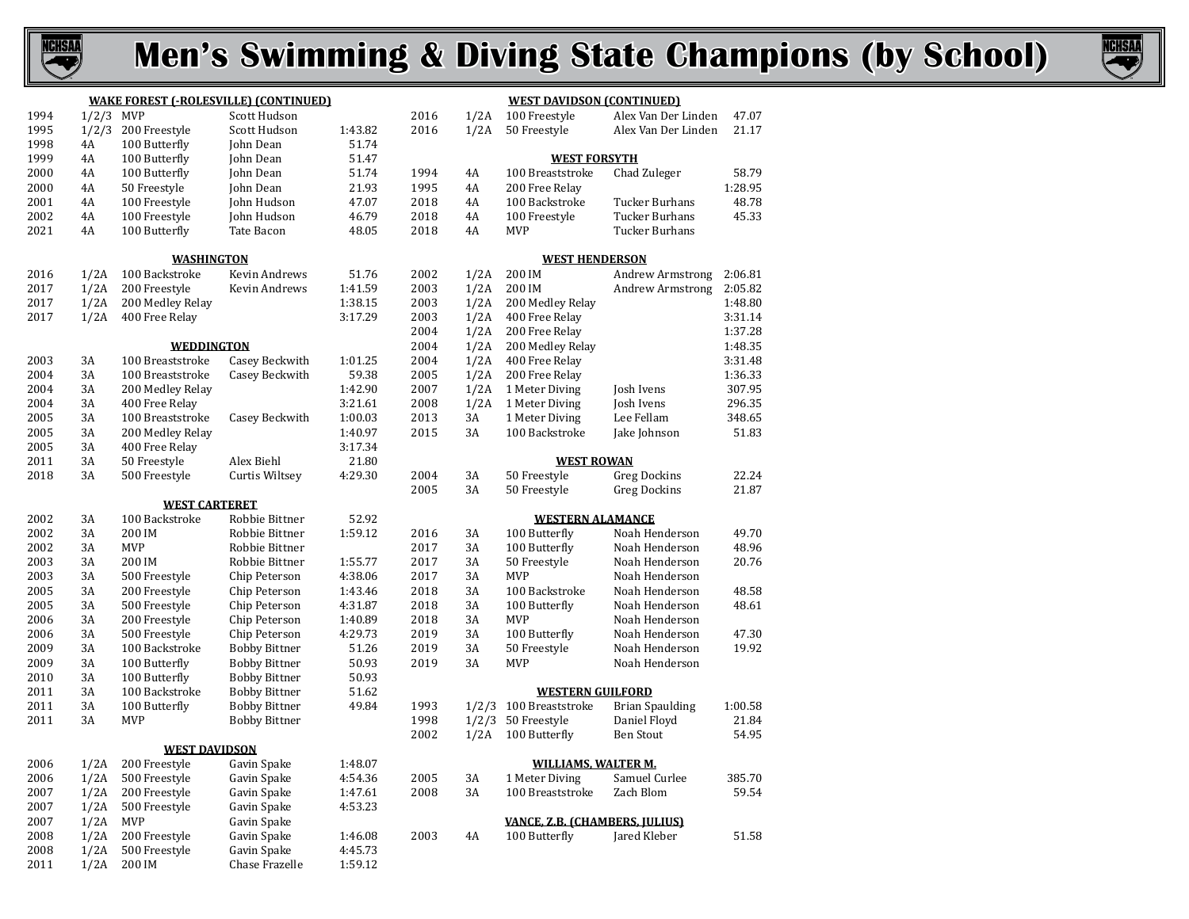# Men's Swimming & Diving State Champions (by School)

**WAKE FOREST (-ROLESVILLE) (CONTINUED)**

| | | | | |
|---|---|---|---|---|
| 1994 | 1/2/3 | MVP | Scott Hudson | |
| 1995 | 1/2/3 | 200 Freestyle | Scott Hudson | 1:43.82 |
| 1998 | 4A | 100 Butterfly | John Dean | 51.74 |
| 1999 | 4A | 100 Butterfly | John Dean | 51.47 |
| 2000 | 4A | 100 Butterfly | John Dean | 51.74 |
| 2000 | 4A | 50 Freestyle | John Dean | 21.93 |
| 2001 | 4A | 100 Freestyle | John Hudson | 47.07 |
| 2002 | 4A | 100 Freestyle | John Hudson | 46.79 |
| 2021 | 4A | 100 Butterfly | Tate Bacon | 48.05 |

**WASHINGTON**

| | | | | |
|---|---|---|---|---|
| 2016 | 1/2A | 100 Backstroke | Kevin Andrews | 51.76 |
| 2017 | 1/2A | 200 Freestyle | Kevin Andrews | 1:41.59 |
| 2017 | 1/2A | 200 Medley Relay | | 1:38.15 |
| 2017 | 1/2A | 400 Free Relay | | 3:17.29 |

**WEDDINGTON**

| | | | | |
|---|---|---|---|---|
| 2003 | 3A | 100 Breaststroke | Casey Beckwith | 1:01.25 |
| 2004 | 3A | 100 Breaststroke | Casey Beckwith | 59.38 |
| 2004 | 3A | 200 Medley Relay | | 1:42.90 |
| 2004 | 3A | 400 Free Relay | | 3:21.61 |
| 2005 | 3A | 100 Breaststroke | Casey Beckwith | 1:00.03 |
| 2005 | 3A | 200 Medley Relay | | 1:40.97 |
| 2005 | 3A | 400 Free Relay | | 3:17.34 |
| 2011 | 3A | 50 Freestyle | Alex Biehl | 21.80 |
| 2018 | 3A | 500 Freestyle | Curtis Wiltsey | 4:29.30 |

**WEST CARTERET**

| | | | | |
|---|---|---|---|---|
| 2002 | 3A | 100 Backstroke | Robbie Bittner | 52.92 |
| 2002 | 3A | 200 IM | Robbie Bittner | 1:59.12 |
| 2002 | 3A | MVP | Robbie Bittner | |
| 2003 | 3A | 200 IM | Robbie Bittner | 1:55.77 |
| 2003 | 3A | 500 Freestyle | Chip Peterson | 4:38.06 |
| 2005 | 3A | 200 Freestyle | Chip Peterson | 1:43.46 |
| 2005 | 3A | 500 Freestyle | Chip Peterson | 4:31.87 |
| 2006 | 3A | 200 Freestyle | Chip Peterson | 1:40.89 |
| 2006 | 3A | 500 Freestyle | Chip Peterson | 4:29.73 |
| 2009 | 3A | 100 Backstroke | Bobby Bittner | 51.26 |
| 2009 | 3A | 100 Butterfly | Bobby Bittner | 50.93 |
| 2010 | 3A | 100 Butterfly | Bobby Bittner | 50.93 |
| 2011 | 3A | 100 Backstroke | Bobby Bittner | 51.62 |
| 2011 | 3A | 100 Butterfly | Bobby Bittner | 49.84 |
| 2011 | 3A | MVP | Bobby Bittner | |

**WEST DAVIDSON**

| | | | | |
|---|---|---|---|---|
| 2006 | 1/2A | 200 Freestyle | Gavin Spake | 1:48.07 |
| 2006 | 1/2A | 500 Freestyle | Gavin Spake | 4:54.36 |
| 2007 | 1/2A | 200 Freestyle | Gavin Spake | 1:47.61 |
| 2007 | 1/2A | 500 Freestyle | Gavin Spake | 4:53.23 |
| 2007 | 1/2A | MVP | Gavin Spake | |
| 2008 | 1/2A | 200 Freestyle | Gavin Spake | 1:46.08 |
| 2008 | 1/2A | 500 Freestyle | Gavin Spake | 4:45.73 |
| 2011 | 1/2A | 200 IM | Chase Frazelle | 1:59.12 |

**WEST DAVIDSON (CONTINUED)**

| | | | | |
|---|---|---|---|---|
| 2016 | 1/2A | 100 Freestyle | Alex Van Der Linden | 47.07 |
| 2016 | 1/2A | 50 Freestyle | Alex Van Der Linden | 21.17 |

**WEST FORSYTH**

| | | | | |
|---|---|---|---|---|
| 1994 | 4A | 100 Breaststroke | Chad Zuleger | 58.79 |
| 1995 | 4A | 200 Free Relay | | 1:28.95 |
| 2018 | 4A | 100 Backstroke | Tucker Burhans | 48.78 |
| 2018 | 4A | 100 Freestyle | Tucker Burhans | 45.33 |
| 2018 | 4A | MVP | Tucker Burhans | |

**WEST HENDERSON**

| | | | | |
|---|---|---|---|---|
| 2002 | 1/2A | 200 IM | Andrew Armstrong | 2:06.81 |
| 2003 | 1/2A | 200 IM | Andrew Armstrong | 2:05.82 |
| 2003 | 1/2A | 200 Medley Relay | | 1:48.80 |
| 2003 | 1/2A | 400 Free Relay | | 3:31.14 |
| 2004 | 1/2A | 200 Free Relay | | 1:37.28 |
| 2004 | 1/2A | 200 Medley Relay | | 1:48.35 |
| 2004 | 1/2A | 400 Free Relay | | 3:31.48 |
| 2005 | 1/2A | 200 Free Relay | | 1:36.33 |
| 2007 | 1/2A | 1 Meter Diving | Josh Ivens | 307.95 |
| 2008 | 1/2A | 1 Meter Diving | Josh Ivens | 296.35 |
| 2013 | 3A | 1 Meter Diving | Lee Fellam | 348.65 |
| 2015 | 3A | 100 Backstroke | Jake Johnson | 51.83 |

**WEST ROWAN**

| | | | | |
|---|---|---|---|---|
| 2004 | 3A | 50 Freestyle | Greg Dockins | 22.24 |
| 2005 | 3A | 50 Freestyle | Greg Dockins | 21.87 |

**WESTERN ALAMANCE**

| | | | | |
|---|---|---|---|---|
| 2016 | 3A | 100 Butterfly | Noah Henderson | 49.70 |
| 2017 | 3A | 100 Butterfly | Noah Henderson | 48.96 |
| 2017 | 3A | 50 Freestyle | Noah Henderson | 20.76 |
| 2017 | 3A | MVP | Noah Henderson | |
| 2018 | 3A | 100 Backstroke | Noah Henderson | 48.58 |
| 2018 | 3A | 100 Butterfly | Noah Henderson | 48.61 |
| 2018 | 3A | MVP | Noah Henderson | |
| 2019 | 3A | 100 Butterfly | Noah Henderson | 47.30 |
| 2019 | 3A | 50 Freestyle | Noah Henderson | 19.92 |
| 2019 | 3A | MVP | Noah Henderson | |

**WESTERN GUILFORD**

| | | | | |
|---|---|---|---|---|
| 1993 | 1/2/3 | 100 Breaststroke | Brian Spaulding | 1:00.58 |
| 1998 | 1/2/3 | 50 Freestyle | Daniel Floyd | 21.84 |
| 2002 | 1/2A | 100 Butterfly | Ben Stout | 54.95 |

**WILLIAMS, WALTER M.**

| | | | | |
|---|---|---|---|---|
| 2005 | 3A | 1 Meter Diving | Samuel Curlee | 385.70 |
| 2008 | 3A | 100 Breaststroke | Zach Blom | 59.54 |

**VANCE, Z.B. (CHAMBERS, JULIUS)**

| | | | | |
|---|---|---|---|---|
| 2003 | 4A | 100 Butterfly | Jared Kleber | 51.58 |